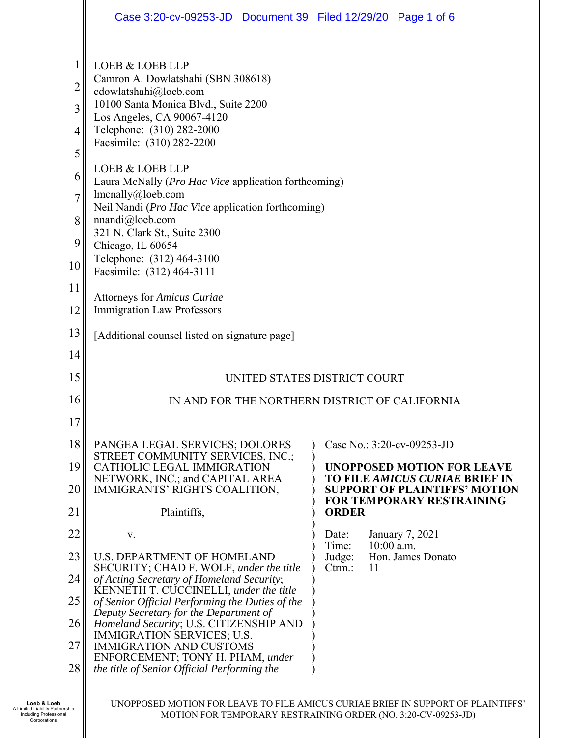LOEB & LOEB LLP
Camron A. Dowlatshahi (SBN 308618)
cdowlatshahi@loeb.com
10100 Santa Monica Blvd., Suite 2200
Los Angeles, CA 90067-4120
Telephone: (310) 282-2000
Facsimile: (310) 282-2200

LOEB & LOEB LLP
Laura McNally (*Pro Hac Vice* application forthcoming)
lmcnally@loeb.com
Neil Nandi (*Pro Hac Vice* application forthcoming)
nnandi@loeb.com
321 N. Clark St., Suite 2300
Chicago, IL 60654
Telephone: (312) 464-3100
Facsimile: (312) 464-3111

Attorneys for *Amicus Curiae*
Immigration Law Professors

[Additional counsel listed on signature page]

UNITED STATES DISTRICT COURT

IN AND FOR THE NORTHERN DISTRICT OF CALIFORNIA

PANGEA LEGAL SERVICES; DOLORES STREET COMMUNITY SERVICES, INC.; CATHOLIC LEGAL IMMIGRATION NETWORK, INC.; and CAPITAL AREA IMMIGRANTS' RIGHTS COALITION,

Plaintiffs,

v.

U.S. DEPARTMENT OF HOMELAND SECURITY; CHAD F. WOLF, *under the title of Acting Secretary of Homeland Security*; KENNETH T. CUCCINELLI, *under the title of Senior Official Performing the Duties of the Deputy Secretary for the Department of Homeland Security*; U.S. CITIZENSHIP AND IMMIGRATION SERVICES; U.S. IMMIGRATION AND CUSTOMS ENFORCEMENT; TONY H. PHAM, *under the title of Senior Official Performing the*

Case No.: 3:20-cv-09253-JD

**UNOPPOSED MOTION FOR LEAVE TO FILE *AMICUS CURIAE* BRIEF IN SUPPORT OF PLAINTIFFS' MOTION FOR TEMPORARY RESTRAINING ORDER**

Date: January 7, 2021
Time: 10:00 a.m.
Judge: Hon. James Donato
Ctrm.: 11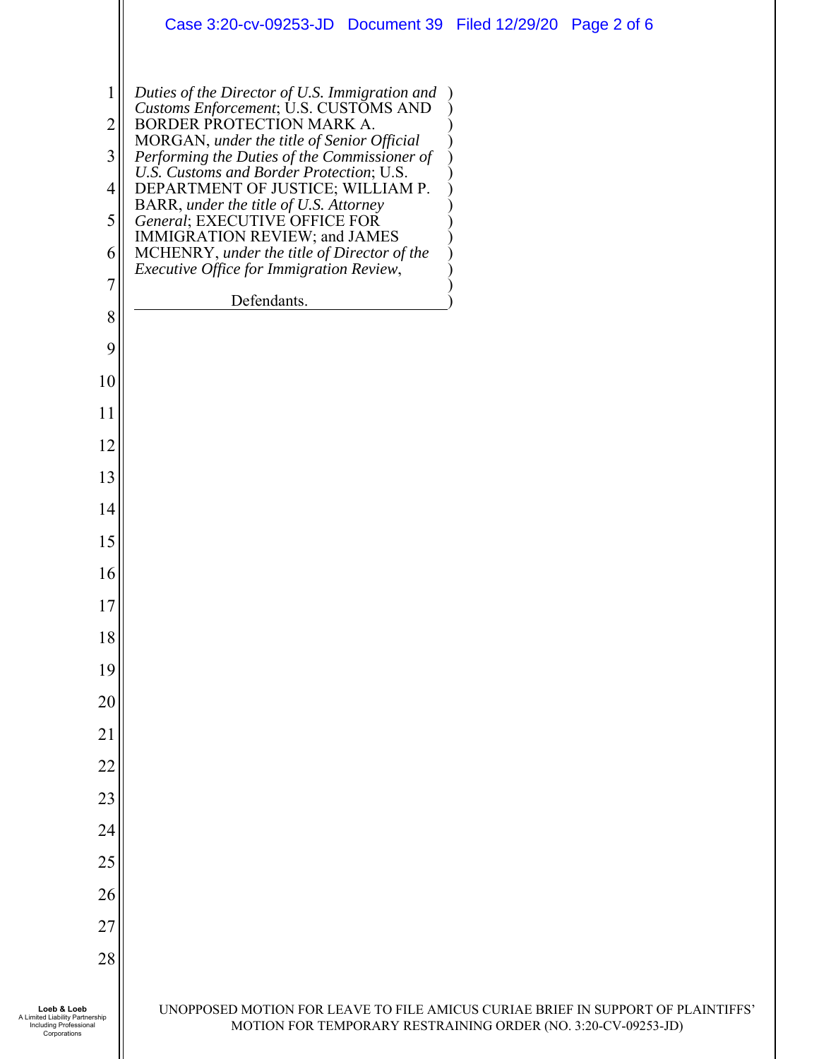*Duties of the Director of U.S. Immigration and Customs Enforcement*; U.S. CUSTOMS AND BORDER PROTECTION MARK A. MORGAN, *under the title of Senior Official Performing the Duties of the Commissioner of U.S. Customs and Border Protection*; U.S. DEPARTMENT OF JUSTICE; WILLIAM P. BARR, *under the title of U.S. Attorney General*; EXECUTIVE OFFICE FOR IMMIGRATION REVIEW; and JAMES MCHENRY, *under the title of Director of the Executive Office for Immigration Review*,

Defendants.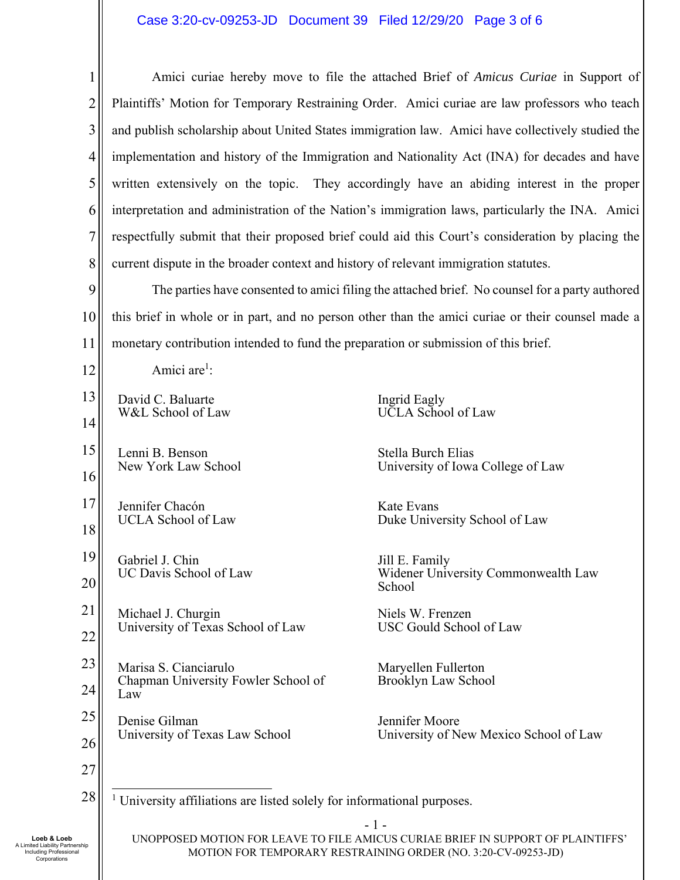Amici curiae hereby move to file the attached Brief of *Amicus Curiae* in Support of Plaintiffs' Motion for Temporary Restraining Order. Amici curiae are law professors who teach and publish scholarship about United States immigration law. Amici have collectively studied the implementation and history of the Immigration and Nationality Act (INA) for decades and have written extensively on the topic. They accordingly have an abiding interest in the proper interpretation and administration of the Nation's immigration laws, particularly the INA. Amici respectfully submit that their proposed brief could aid this Court's consideration by placing the current dispute in the broader context and history of relevant immigration statutes.

The parties have consented to amici filing the attached brief. No counsel for a party authored this brief in whole or in part, and no person other than the amici curiae or their counsel made a monetary contribution intended to fund the preparation or submission of this brief.

Amici are[1]:

David C. Baluarte
W&L School of Law

Lenni B. Benson
New York Law School

Jennifer Chacón
UCLA School of Law

Gabriel J. Chin
UC Davis School of Law

Michael J. Churgin
University of Texas School of Law

Marisa S. Cianciarulo
Chapman University Fowler School of Law

Denise Gilman
University of Texas Law School

Ingrid Eagly
UCLA School of Law

Stella Burch Elias
University of Iowa College of Law

Kate Evans
Duke University School of Law

Jill E. Family
Widener University Commonwealth Law School

Niels W. Frenzen
USC Gould School of Law

Maryellen Fullerton
Brooklyn Law School

Jennifer Moore
University of New Mexico School of Law

[1] University affiliations are listed solely for informational purposes.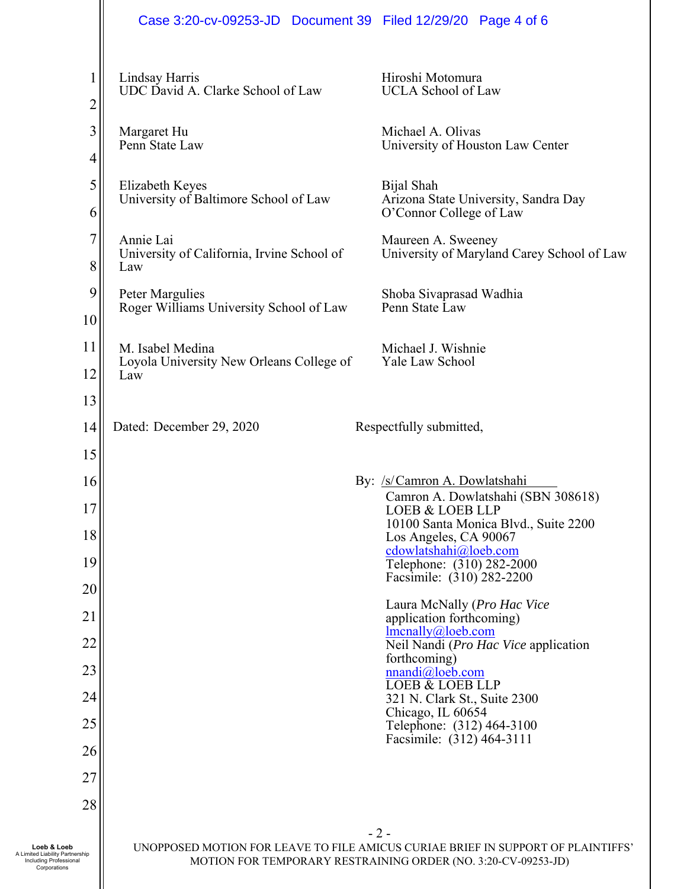Lindsay Harris
UDC David A. Clarke School of Law

Margaret Hu
Penn State Law

Elizabeth Keyes
University of Baltimore School of Law

Annie Lai
University of California, Irvine School of Law

Peter Margulies
Roger Williams University School of Law

M. Isabel Medina
Loyola University New Orleans College of Law

Hiroshi Motomura
UCLA School of Law

Michael A. Olivas
University of Houston Law Center

Bijal Shah
Arizona State University, Sandra Day O'Connor College of Law

Maureen A. Sweeney
University of Maryland Carey School of Law

Shoba Sivaprasad Wadhia
Penn State Law

Michael J. Wishnie
Yale Law School

Dated: December 29, 2020

Respectfully submitted,

By: /s/ Camron A. Dowlatshahi
Camron A. Dowlatshahi (SBN 308618)
LOEB & LOEB LLP
10100 Santa Monica Blvd., Suite 2200
Los Angeles, CA 90067
cdowlatshahi@loeb.com
Telephone: (310) 282-2000
Facsimile: (310) 282-2200

Laura McNally (*Pro Hac Vice* application forthcoming)
lmcnally@loeb.com
Neil Nandi (*Pro Hac Vice* application forthcoming)
nnandi@loeb.com
LOEB & LOEB LLP
321 N. Clark St., Suite 2300
Chicago, IL 60654
Telephone: (312) 464-3100
Facsimile: (312) 464-3111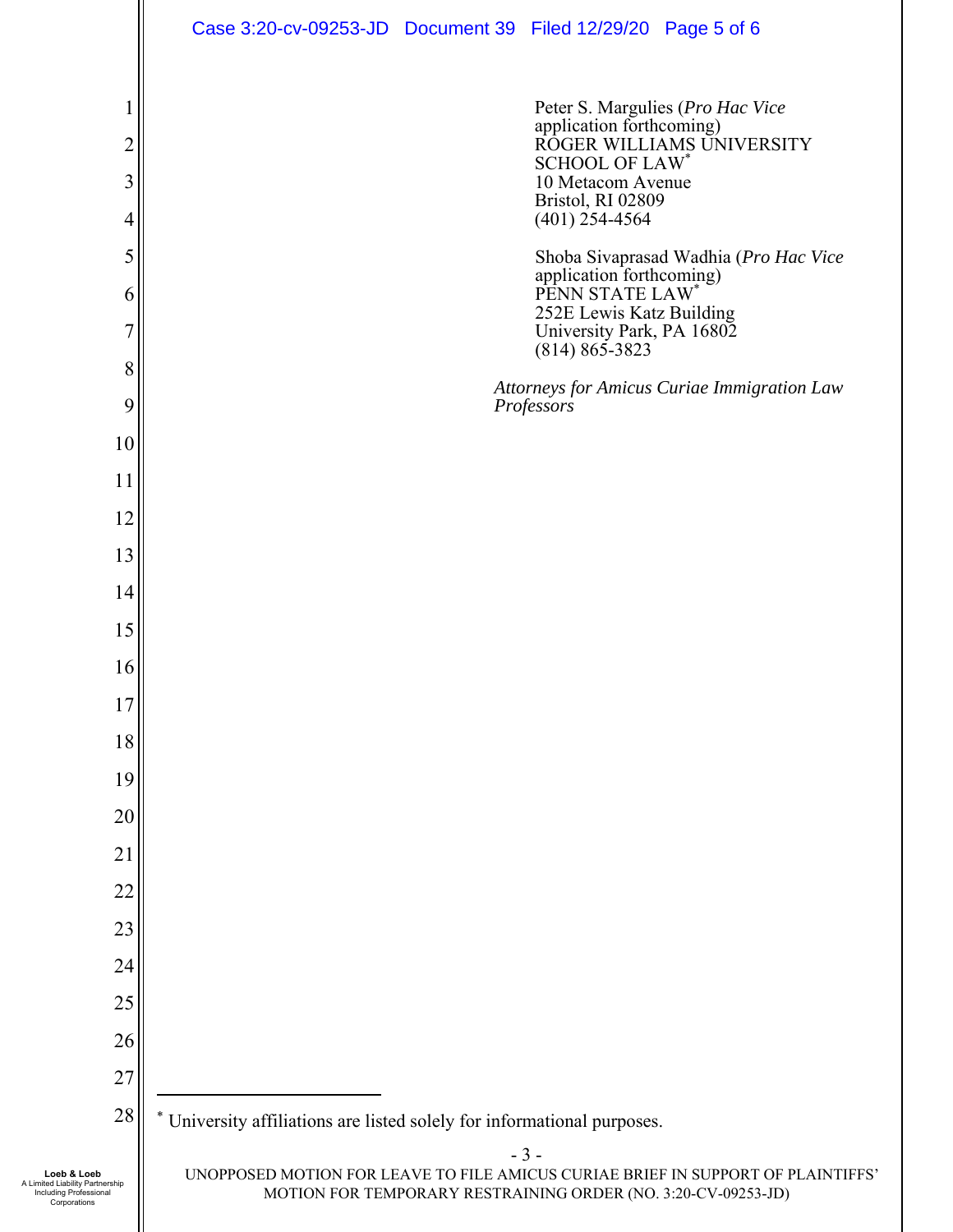Peter S. Margulies (*Pro Hac Vice* application forthcoming)
ROGER WILLIAMS UNIVERSITY SCHOOL OF LAW*
10 Metacom Avenue
Bristol, RI 02809
(401) 254-4564

Shoba Sivaprasad Wadhia (*Pro Hac Vice* application forthcoming)
PENN STATE LAW*
252E Lewis Katz Building
University Park, PA 16802
(814) 865-3823

*Attorneys for Amicus Curiae Immigration Law Professors*

---

* University affiliations are listed solely for informational purposes.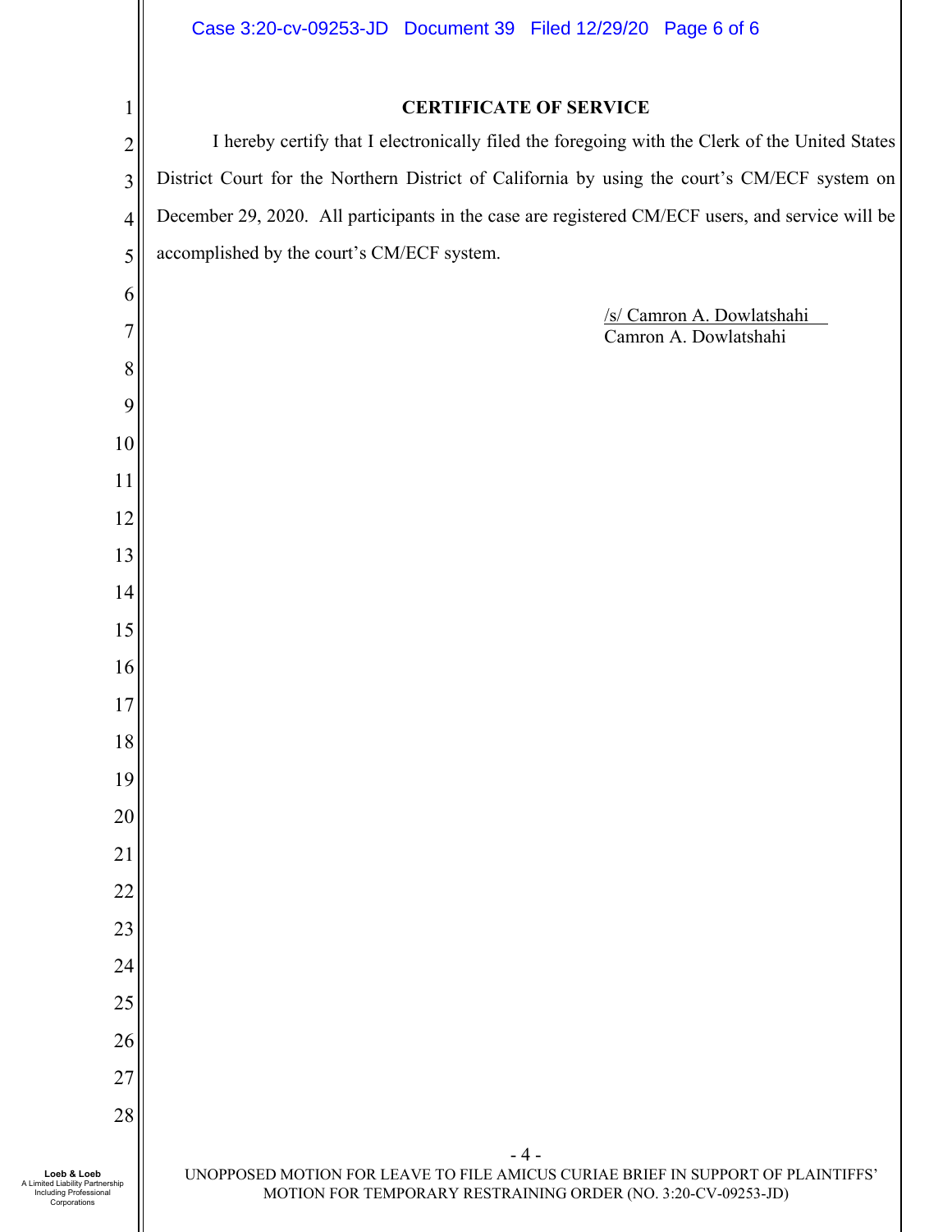## CERTIFICATE OF SERVICE

I hereby certify that I electronically filed the foregoing with the Clerk of the United States District Court for the Northern District of California by using the court's CM/ECF system on December 29, 2020. All participants in the case are registered CM/ECF users, and service will be accomplished by the court's CM/ECF system.

/s/ Camron A. Dowlatshahi
Camron A. Dowlatshahi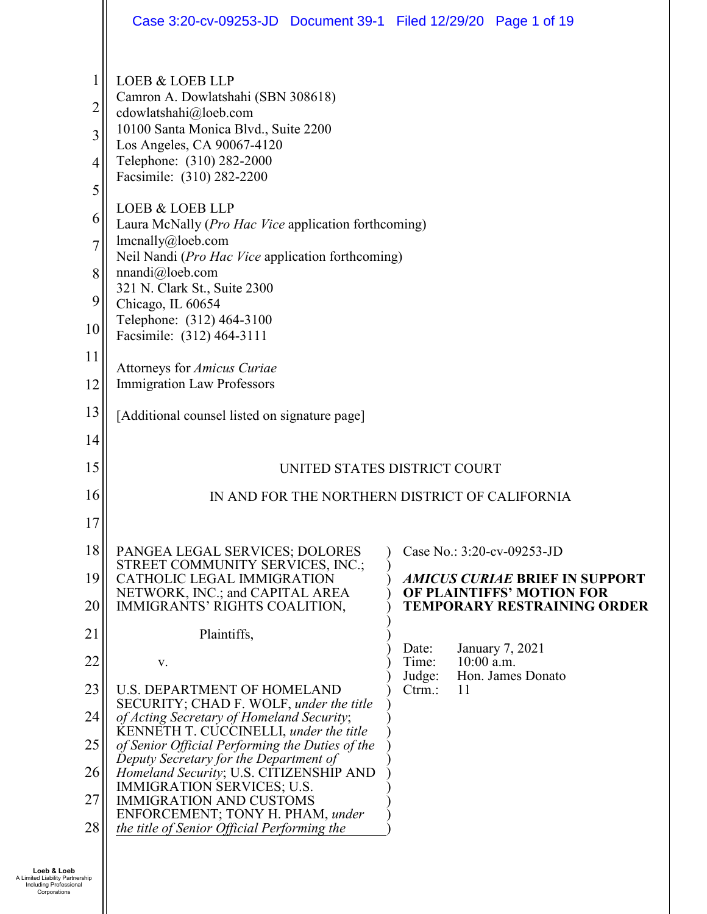LOEB & LOEB LLP
Camron A. Dowlatshahi (SBN 308618)
cdowlatshahi@loeb.com
10100 Santa Monica Blvd., Suite 2200
Los Angeles, CA 90067-4120
Telephone: (310) 282-2000
Facsimile: (310) 282-2200

LOEB & LOEB LLP
Laura McNally (*Pro Hac Vice* application forthcoming)
lmcnally@loeb.com
Neil Nandi (*Pro Hac Vice* application forthcoming)
nnandi@loeb.com
321 N. Clark St., Suite 2300
Chicago, IL 60654
Telephone: (312) 464-3100
Facsimile: (312) 464-3111

Attorneys for *Amicus Curiae*
Immigration Law Professors

[Additional counsel listed on signature page]

UNITED STATES DISTRICT COURT

IN AND FOR THE NORTHERN DISTRICT OF CALIFORNIA

PANGEA LEGAL SERVICES; DOLORES STREET COMMUNITY SERVICES, INC.; CATHOLIC LEGAL IMMIGRATION NETWORK, INC.; and CAPITAL AREA IMMIGRANTS' RIGHTS COALITION,

Plaintiffs,

v.

U.S. DEPARTMENT OF HOMELAND SECURITY; CHAD F. WOLF, *under the title of Acting Secretary of Homeland Security*; KENNETH T. CUCCINELLI, *under the title of Senior Official Performing the Duties of the Deputy Secretary for the Department of Homeland Security*; U.S. CITIZENSHIP AND IMMIGRATION SERVICES; U.S. IMMIGRATION AND CUSTOMS ENFORCEMENT; TONY H. PHAM, *under the title of Senior Official Performing the*

Case No.: 3:20-cv-09253-JD

***AMICUS CURIAE* BRIEF IN SUPPORT OF PLAINTIFFS' MOTION FOR TEMPORARY RESTRAINING ORDER**

Date: January 7, 2021
Time: 10:00 a.m.
Judge: Hon. James Donato
Ctrm.: 11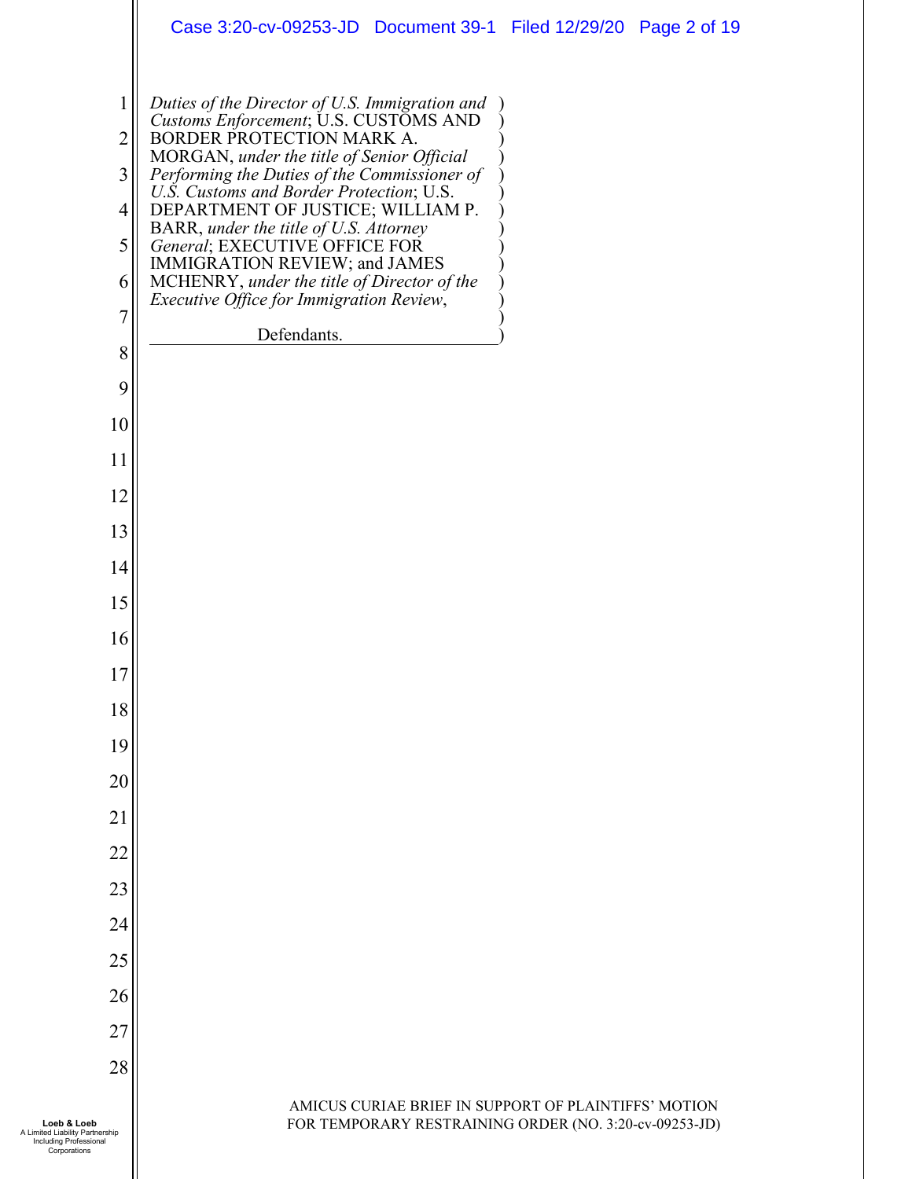*Duties of the Director of U.S. Immigration and Customs Enforcement*; U.S. CUSTOMS AND BORDER PROTECTION MARK A. MORGAN, *under the title of Senior Official Performing the Duties of the Commissioner of U.S. Customs and Border Protection*; U.S. DEPARTMENT OF JUSTICE; WILLIAM P. BARR, *under the title of U.S. Attorney General*; EXECUTIVE OFFICE FOR IMMIGRATION REVIEW; and JAMES MCHENRY, *under the title of Director of the Executive Office for Immigration Review*,

Defendants.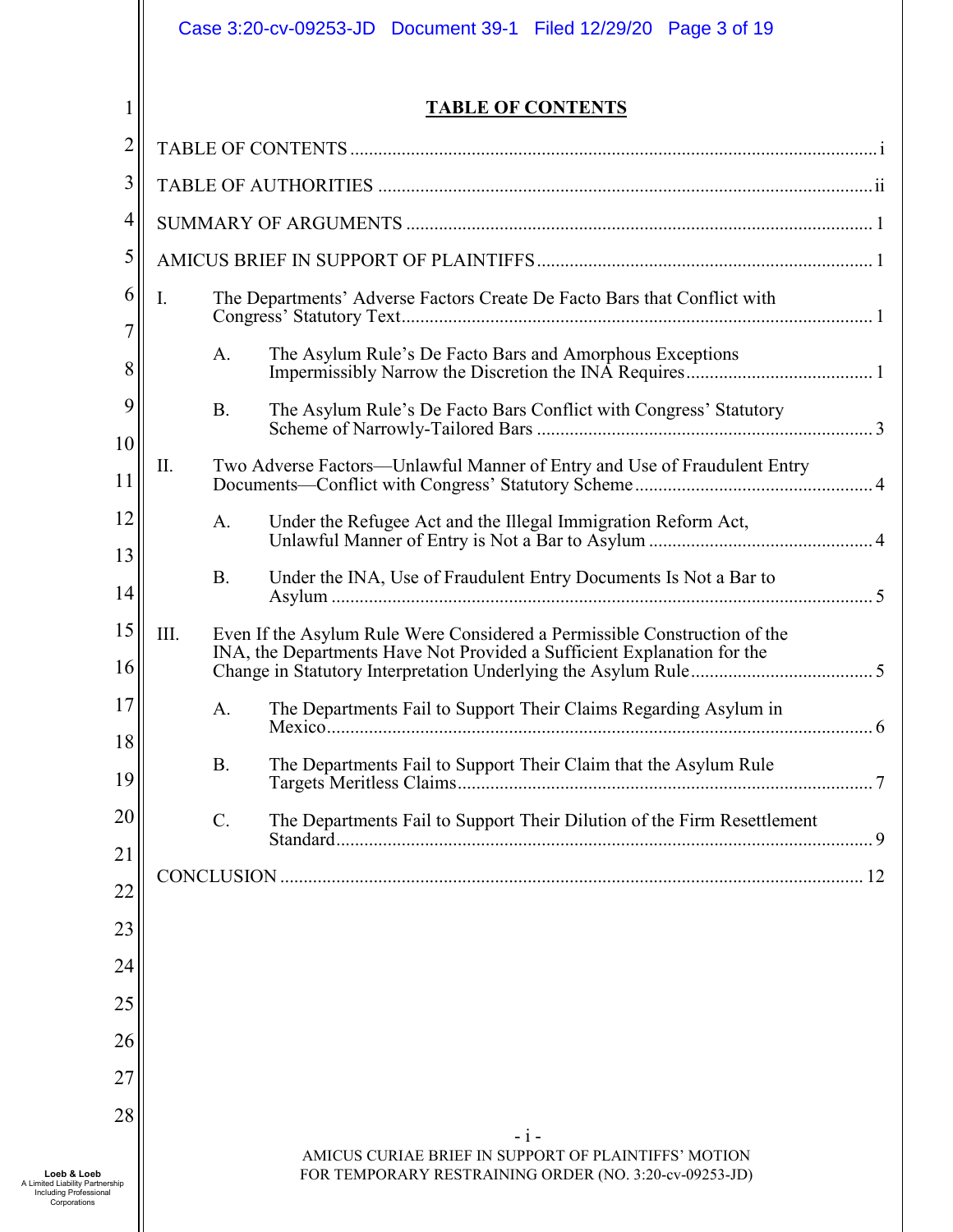# TABLE OF CONTENTS

TABLE OF CONTENTS ............ i

TABLE OF AUTHORITIES ............ ii

SUMMARY OF ARGUMENTS ............ 1

AMICUS BRIEF IN SUPPORT OF PLAINTIFFS ............ 1

I. The Departments' Adverse Factors Create De Facto Bars that Conflict with Congress' Statutory Text ............ 1

  A. The Asylum Rule's De Facto Bars and Amorphous Exceptions Impermissibly Narrow the Discretion the INA Requires ............ 1

  B. The Asylum Rule's De Facto Bars Conflict with Congress' Statutory Scheme of Narrowly-Tailored Bars ............ 3

II. Two Adverse Factors—Unlawful Manner of Entry and Use of Fraudulent Entry Documents—Conflict with Congress' Statutory Scheme ............ 4

  A. Under the Refugee Act and the Illegal Immigration Reform Act, Unlawful Manner of Entry is Not a Bar to Asylum ............ 4

  B. Under the INA, Use of Fraudulent Entry Documents Is Not a Bar to Asylum ............ 5

III. Even If the Asylum Rule Were Considered a Permissible Construction of the INA, the Departments Have Not Provided a Sufficient Explanation for the Change in Statutory Interpretation Underlying the Asylum Rule ............ 5

  A. The Departments Fail to Support Their Claims Regarding Asylum in Mexico ............ 6

  B. The Departments Fail to Support Their Claim that the Asylum Rule Targets Meritless Claims ............ 7

  C. The Departments Fail to Support Their Dilution of the Firm Resettlement Standard ............ 9

CONCLUSION ............ 12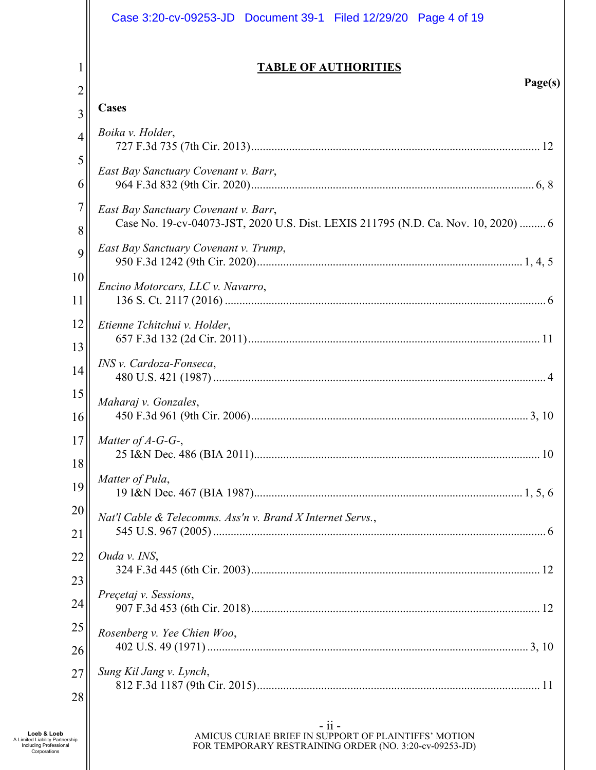## TABLE OF AUTHORITIES

**Page(s)**

**Cases**

*Boika v. Holder*,
727 F.3d 735 (7th Cir. 2013) .......... 12

*East Bay Sanctuary Covenant v. Barr*,
964 F.3d 832 (9th Cir. 2020) .......... 6, 8

*East Bay Sanctuary Covenant v. Barr*,
Case No. 19-cv-04073-JST, 2020 U.S. Dist. LEXIS 211795 (N.D. Ca. Nov. 10, 2020) .......... 6

*East Bay Sanctuary Covenant v. Trump*,
950 F.3d 1242 (9th Cir. 2020) .......... 1, 4, 5

*Encino Motorcars, LLC v. Navarro*,
136 S. Ct. 2117 (2016) .......... 6

*Etienne Tchitchui v. Holder*,
657 F.3d 132 (2d Cir. 2011) .......... 11

*INS v. Cardoza-Fonseca*,
480 U.S. 421 (1987) .......... 4

*Maharaj v. Gonzales*,
450 F.3d 961 (9th Cir. 2006) .......... 3, 10

*Matter of A-G-G-*,
25 I&N Dec. 486 (BIA 2011) .......... 10

*Matter of Pula*,
19 I&N Dec. 467 (BIA 1987) .......... 1, 5, 6

*Nat'l Cable & Telecomms. Ass'n v. Brand X Internet Servs.*,
545 U.S. 967 (2005) .......... 6

*Ouda v. INS*,
324 F.3d 445 (6th Cir. 2003) .......... 12

*Preçetaj v. Sessions*,
907 F.3d 453 (6th Cir. 2018) .......... 12

*Rosenberg v. Yee Chien Woo*,
402 U.S. 49 (1971) .......... 3, 10

*Sung Kil Jang v. Lynch*,
812 F.3d 1187 (9th Cir. 2015) .......... 11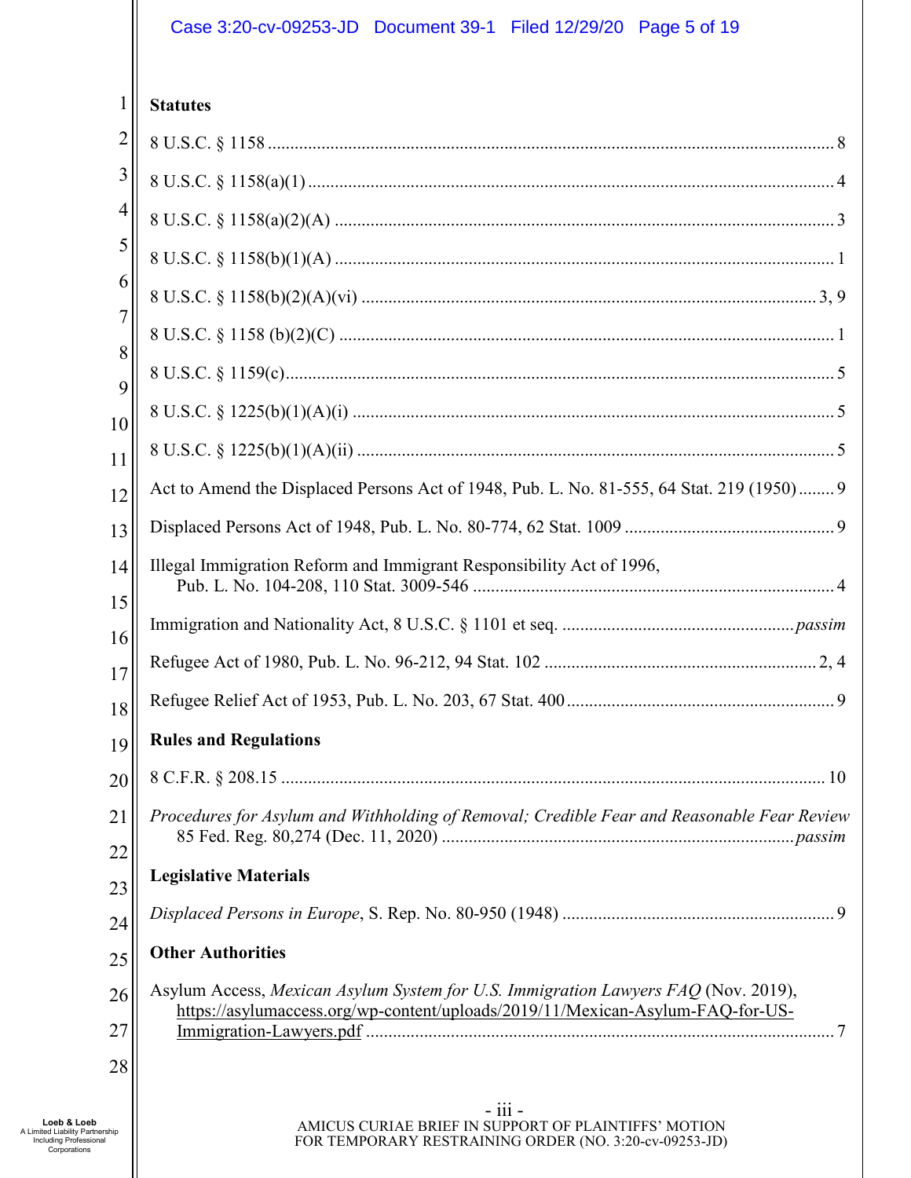**Statutes**

8 U.S.C. § 1158 .......... 8

8 U.S.C. § 1158(a)(1) .......... 4

8 U.S.C. § 1158(a)(2)(A) .......... 3

8 U.S.C. § 1158(b)(1)(A) .......... 1

8 U.S.C. § 1158(b)(2)(A)(vi) .......... 3, 9

8 U.S.C. § 1158 (b)(2)(C) .......... 1

8 U.S.C. § 1159(c) .......... 5

8 U.S.C. § 1225(b)(1)(A)(i) .......... 5

8 U.S.C. § 1225(b)(1)(A)(ii) .......... 5

Act to Amend the Displaced Persons Act of 1948, Pub. L. No. 81-555, 64 Stat. 219 (1950) .......... 9

Displaced Persons Act of 1948, Pub. L. No. 80-774, 62 Stat. 1009 .......... 9

Illegal Immigration Reform and Immigrant Responsibility Act of 1996, Pub. L. No. 104-208, 110 Stat. 3009-546 .......... 4

Immigration and Nationality Act, 8 U.S.C. § 1101 et seq. .......... *passim*

Refugee Act of 1980, Pub. L. No. 96-212, 94 Stat. 102 .......... 2, 4

Refugee Relief Act of 1953, Pub. L. No. 203, 67 Stat. 400 .......... 9

**Rules and Regulations**

8 C.F.R. § 208.15 .......... 10

*Procedures for Asylum and Withholding of Removal; Credible Fear and Reasonable Fear Review* 85 Fed. Reg. 80,274 (Dec. 11, 2020) .......... *passim*

**Legislative Materials**

*Displaced Persons in Europe*, S. Rep. No. 80-950 (1948) .......... 9

**Other Authorities**

Asylum Access, *Mexican Asylum System for U.S. Immigration Lawyers FAQ* (Nov. 2019), https://asylumaccess.org/wp-content/uploads/2019/11/Mexican-Asylum-FAQ-for-US-Immigration-Lawyers.pdf .......... 7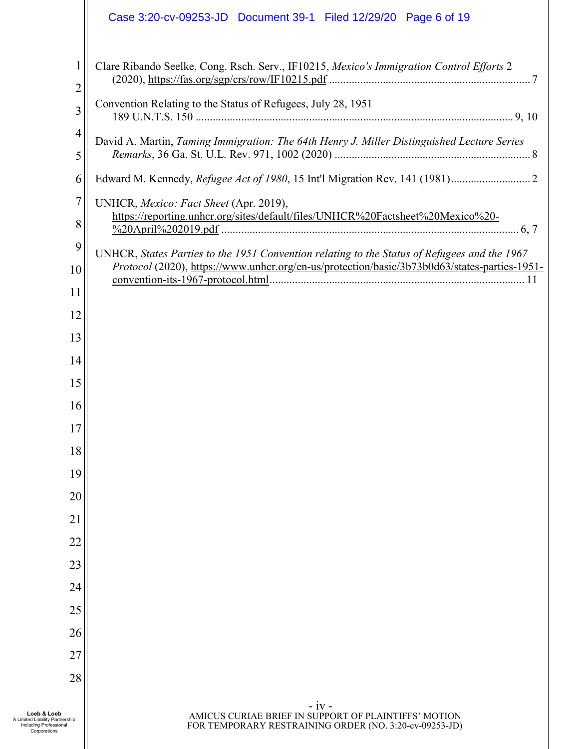Clare Ribando Seelke, Cong. Rsch. Serv., IF10215, *Mexico's Immigration Control Efforts* 2 (2020), https://fas.org/sgp/crs/row/IF10215.pdf ........................................................................ 7

Convention Relating to the Status of Refugees, July 28, 1951 189 U.N.T.S. 150 .................................................................................................................. 9, 10

David A. Martin, *Taming Immigration: The 64th Henry J. Miller Distinguished Lecture Series Remarks*, 36 Ga. St. U.L. Rev. 971, 1002 (2020) ..................................................................... 8

Edward M. Kennedy, *Refugee Act of 1980*, 15 Int'l Migration Rev. 141 (1981)............................ 2

UNHCR, *Mexico: Fact Sheet* (Apr. 2019), https://reporting.unhcr.org/sites/default/files/UNHCR%20Factsheet%20Mexico%20-%20April%202019.pdf ......................................................................................................... 6, 7

UNHCR, *States Parties to the 1951 Convention relating to the Status of Refugees and the 1967 Protocol* (2020), https://www.unhcr.org/en-us/protection/basic/3b73b0d63/states-parties-1951-convention-its-1967-protocol.html............................................................................................ 11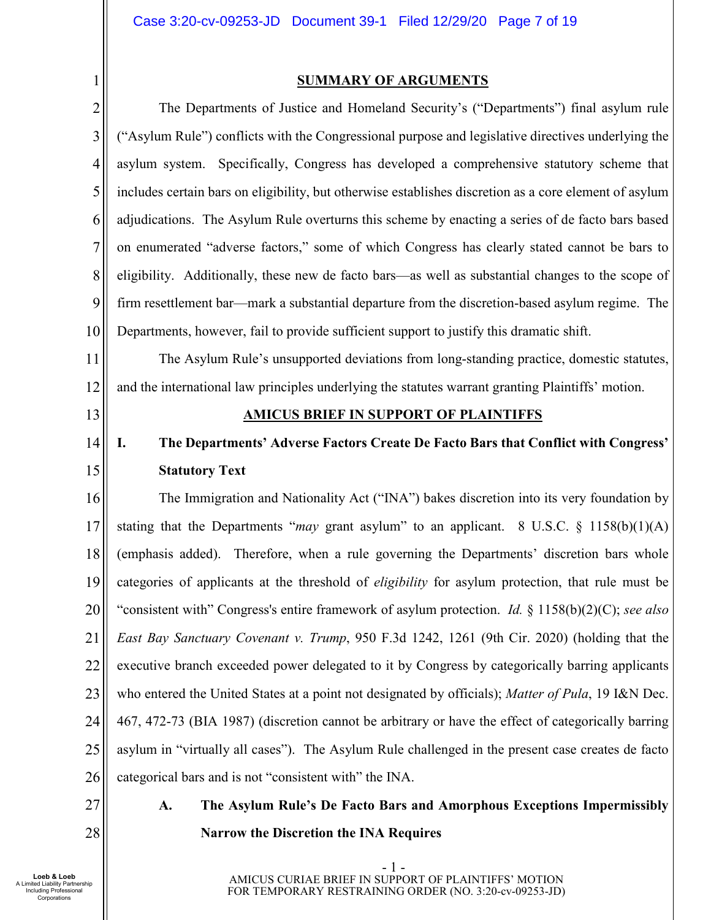## SUMMARY OF ARGUMENTS

The Departments of Justice and Homeland Security's ("Departments") final asylum rule ("Asylum Rule") conflicts with the Congressional purpose and legislative directives underlying the asylum system. Specifically, Congress has developed a comprehensive statutory scheme that includes certain bars on eligibility, but otherwise establishes discretion as a core element of asylum adjudications. The Asylum Rule overturns this scheme by enacting a series of de facto bars based on enumerated "adverse factors," some of which Congress has clearly stated cannot be bars to eligibility. Additionally, these new de facto bars—as well as substantial changes to the scope of firm resettlement bar—mark a substantial departure from the discretion-based asylum regime. The Departments, however, fail to provide sufficient support to justify this dramatic shift.

The Asylum Rule's unsupported deviations from long-standing practice, domestic statutes, and the international law principles underlying the statutes warrant granting Plaintiffs' motion.

## AMICUS BRIEF IN SUPPORT OF PLAINTIFFS

### I. The Departments' Adverse Factors Create De Facto Bars that Conflict with Congress' Statutory Text

The Immigration and Nationality Act ("INA") bakes discretion into its very foundation by stating that the Departments "*may* grant asylum" to an applicant. 8 U.S.C. § 1158(b)(1)(A) (emphasis added). Therefore, when a rule governing the Departments' discretion bars whole categories of applicants at the threshold of *eligibility* for asylum protection, that rule must be "consistent with" Congress's entire framework of asylum protection. *Id.* § 1158(b)(2)(C); *see also East Bay Sanctuary Covenant v. Trump*, 950 F.3d 1242, 1261 (9th Cir. 2020) (holding that the executive branch exceeded power delegated to it by Congress by categorically barring applicants who entered the United States at a point not designated by officials); *Matter of Pula*, 19 I&N Dec. 467, 472-73 (BIA 1987) (discretion cannot be arbitrary or have the effect of categorically barring asylum in "virtually all cases"). The Asylum Rule challenged in the present case creates de facto categorical bars and is not "consistent with" the INA.

#### A. The Asylum Rule's De Facto Bars and Amorphous Exceptions Impermissibly Narrow the Discretion the INA Requires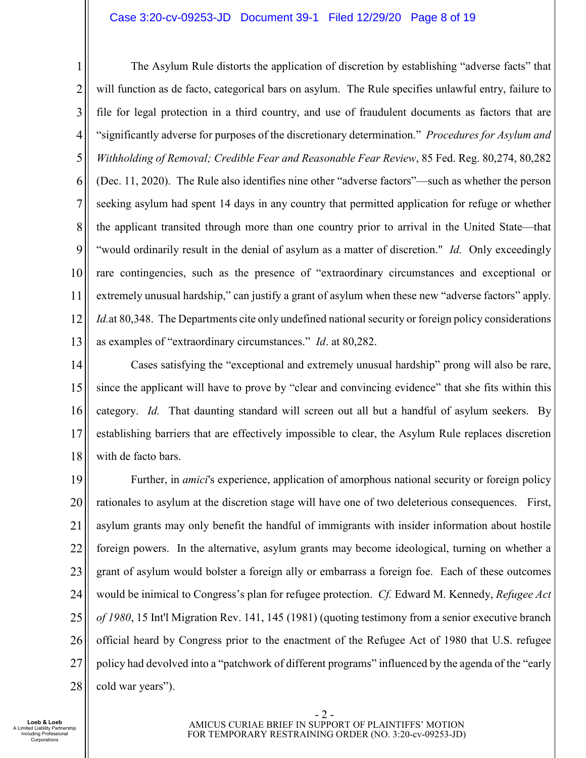The Asylum Rule distorts the application of discretion by establishing "adverse facts" that will function as de facto, categorical bars on asylum. The Rule specifies unlawful entry, failure to file for legal protection in a third country, and use of fraudulent documents as factors that are "significantly adverse for purposes of the discretionary determination." *Procedures for Asylum and Withholding of Removal; Credible Fear and Reasonable Fear Review*, 85 Fed. Reg. 80,274, 80,282 (Dec. 11, 2020). The Rule also identifies nine other "adverse factors"—such as whether the person seeking asylum had spent 14 days in any country that permitted application for refuge or whether the applicant transited through more than one country prior to arrival in the United State—that "would ordinarily result in the denial of asylum as a matter of discretion." *Id.* Only exceedingly rare contingencies, such as the presence of "extraordinary circumstances and exceptional or extremely unusual hardship," can justify a grant of asylum when these new "adverse factors" apply. *Id.*at 80,348. The Departments cite only undefined national security or foreign policy considerations as examples of "extraordinary circumstances." *Id*. at 80,282.

Cases satisfying the "exceptional and extremely unusual hardship" prong will also be rare, since the applicant will have to prove by "clear and convincing evidence" that she fits within this category. *Id.* That daunting standard will screen out all but a handful of asylum seekers. By establishing barriers that are effectively impossible to clear, the Asylum Rule replaces discretion with de facto bars.

Further, in *amici*'s experience, application of amorphous national security or foreign policy rationales to asylum at the discretion stage will have one of two deleterious consequences. First, asylum grants may only benefit the handful of immigrants with insider information about hostile foreign powers. In the alternative, asylum grants may become ideological, turning on whether a grant of asylum would bolster a foreign ally or embarrass a foreign foe. Each of these outcomes would be inimical to Congress's plan for refugee protection. *Cf.* Edward M. Kennedy, *Refugee Act of 1980*, 15 Int'l Migration Rev. 141, 145 (1981) (quoting testimony from a senior executive branch official heard by Congress prior to the enactment of the Refugee Act of 1980 that U.S. refugee policy had devolved into a "patchwork of different programs" influenced by the agenda of the "early cold war years").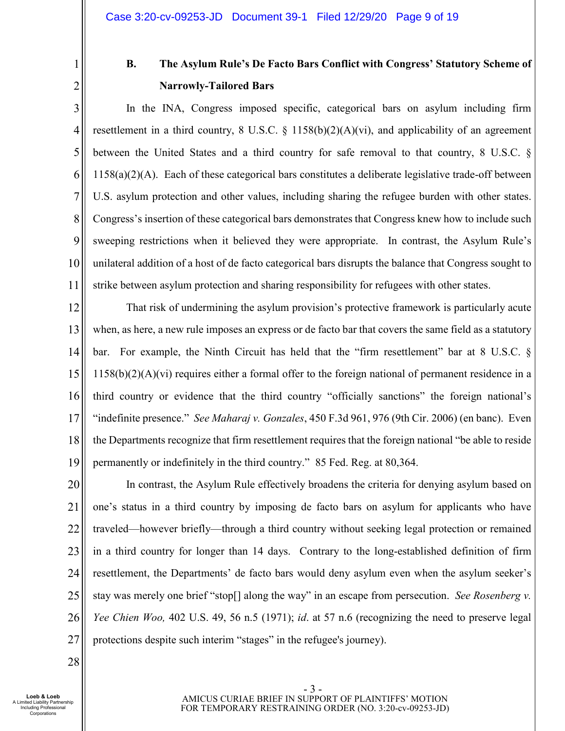## B. The Asylum Rule's De Facto Bars Conflict with Congress' Statutory Scheme of Narrowly-Tailored Bars

In the INA, Congress imposed specific, categorical bars on asylum including firm resettlement in a third country, 8 U.S.C. § 1158(b)(2)(A)(vi), and applicability of an agreement between the United States and a third country for safe removal to that country, 8 U.S.C. § 1158(a)(2)(A). Each of these categorical bars constitutes a deliberate legislative trade-off between U.S. asylum protection and other values, including sharing the refugee burden with other states. Congress's insertion of these categorical bars demonstrates that Congress knew how to include such sweeping restrictions when it believed they were appropriate. In contrast, the Asylum Rule's unilateral addition of a host of de facto categorical bars disrupts the balance that Congress sought to strike between asylum protection and sharing responsibility for refugees with other states.

That risk of undermining the asylum provision's protective framework is particularly acute when, as here, a new rule imposes an express or de facto bar that covers the same field as a statutory bar. For example, the Ninth Circuit has held that the "firm resettlement" bar at 8 U.S.C. § 1158(b)(2)(A)(vi) requires either a formal offer to the foreign national of permanent residence in a third country or evidence that the third country "officially sanctions" the foreign national's "indefinite presence." *See Maharaj v. Gonzales*, 450 F.3d 961, 976 (9th Cir. 2006) (en banc). Even the Departments recognize that firm resettlement requires that the foreign national "be able to reside permanently or indefinitely in the third country." 85 Fed. Reg. at 80,364.

In contrast, the Asylum Rule effectively broadens the criteria for denying asylum based on one's status in a third country by imposing de facto bars on asylum for applicants who have traveled—however briefly—through a third country without seeking legal protection or remained in a third country for longer than 14 days. Contrary to the long-established definition of firm resettlement, the Departments' de facto bars would deny asylum even when the asylum seeker's stay was merely one brief "stop[] along the way" in an escape from persecution. *See Rosenberg v. Yee Chien Woo,* 402 U.S. 49, 56 n.5 (1971); *id*. at 57 n.6 (recognizing the need to preserve legal protections despite such interim "stages" in the refugee's journey).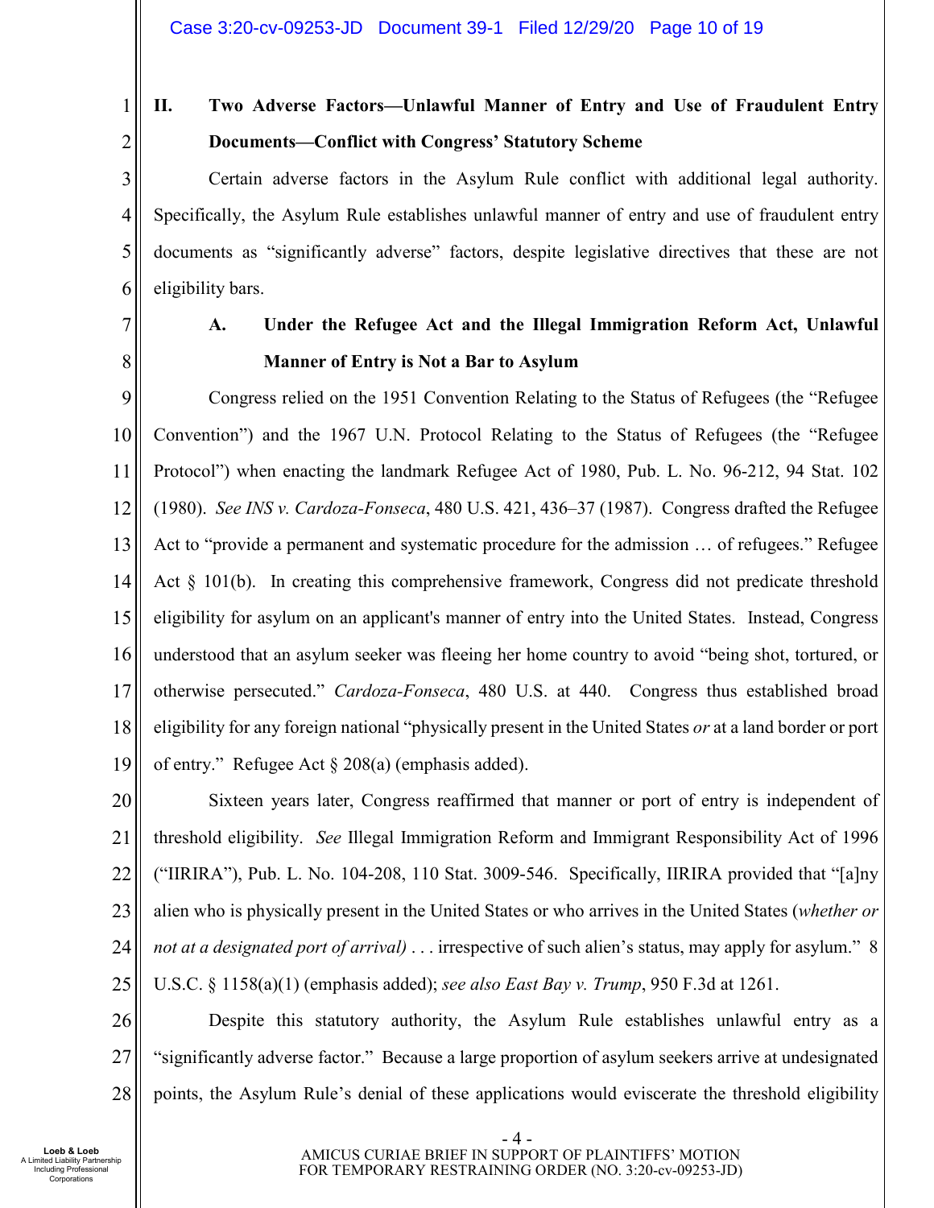## II. Two Adverse Factors—Unlawful Manner of Entry and Use of Fraudulent Entry Documents—Conflict with Congress' Statutory Scheme

Certain adverse factors in the Asylum Rule conflict with additional legal authority. Specifically, the Asylum Rule establishes unlawful manner of entry and use of fraudulent entry documents as "significantly adverse" factors, despite legislative directives that these are not eligibility bars.

### A. Under the Refugee Act and the Illegal Immigration Reform Act, Unlawful Manner of Entry is Not a Bar to Asylum

Congress relied on the 1951 Convention Relating to the Status of Refugees (the "Refugee Convention") and the 1967 U.N. Protocol Relating to the Status of Refugees (the "Refugee Protocol") when enacting the landmark Refugee Act of 1980, Pub. L. No. 96-212, 94 Stat. 102 (1980). *See INS v. Cardoza-Fonseca*, 480 U.S. 421, 436–37 (1987). Congress drafted the Refugee Act to "provide a permanent and systematic procedure for the admission … of refugees." Refugee Act § 101(b). In creating this comprehensive framework, Congress did not predicate threshold eligibility for asylum on an applicant's manner of entry into the United States. Instead, Congress understood that an asylum seeker was fleeing her home country to avoid "being shot, tortured, or otherwise persecuted." *Cardoza-Fonseca*, 480 U.S. at 440. Congress thus established broad eligibility for any foreign national "physically present in the United States *or* at a land border or port of entry." Refugee Act § 208(a) (emphasis added).

Sixteen years later, Congress reaffirmed that manner or port of entry is independent of threshold eligibility. *See* Illegal Immigration Reform and Immigrant Responsibility Act of 1996 ("IIRIRA"), Pub. L. No. 104-208, 110 Stat. 3009-546. Specifically, IIRIRA provided that "[a]ny alien who is physically present in the United States or who arrives in the United States (*whether or not at a designated port of arrival)* . . . irrespective of such alien's status, may apply for asylum." 8 U.S.C. § 1158(a)(1) (emphasis added); *see also East Bay v. Trump*, 950 F.3d at 1261.

Despite this statutory authority, the Asylum Rule establishes unlawful entry as a "significantly adverse factor." Because a large proportion of asylum seekers arrive at undesignated points, the Asylum Rule's denial of these applications would eviscerate the threshold eligibility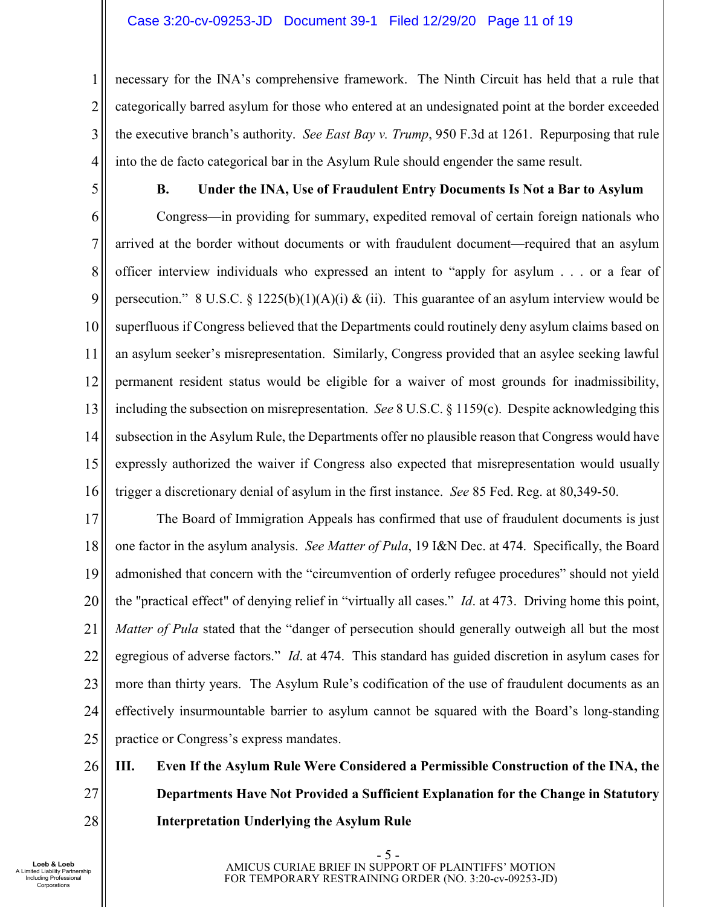necessary for the INA's comprehensive framework. The Ninth Circuit has held that a rule that categorically barred asylum for those who entered at an undesignated point at the border exceeded the executive branch's authority. *See East Bay v. Trump*, 950 F.3d at 1261. Repurposing that rule into the de facto categorical bar in the Asylum Rule should engender the same result.

### B. Under the INA, Use of Fraudulent Entry Documents Is Not a Bar to Asylum

Congress—in providing for summary, expedited removal of certain foreign nationals who arrived at the border without documents or with fraudulent document—required that an asylum officer interview individuals who expressed an intent to "apply for asylum . . . or a fear of persecution." 8 U.S.C. § 1225(b)(1)(A)(i) & (ii). This guarantee of an asylum interview would be superfluous if Congress believed that the Departments could routinely deny asylum claims based on an asylum seeker's misrepresentation. Similarly, Congress provided that an asylee seeking lawful permanent resident status would be eligible for a waiver of most grounds for inadmissibility, including the subsection on misrepresentation. *See* 8 U.S.C. § 1159(c). Despite acknowledging this subsection in the Asylum Rule, the Departments offer no plausible reason that Congress would have expressly authorized the waiver if Congress also expected that misrepresentation would usually trigger a discretionary denial of asylum in the first instance. *See* 85 Fed. Reg. at 80,349-50.

The Board of Immigration Appeals has confirmed that use of fraudulent documents is just one factor in the asylum analysis. *See Matter of Pula*, 19 I&N Dec. at 474. Specifically, the Board admonished that concern with the "circumvention of orderly refugee procedures" should not yield the "practical effect" of denying relief in "virtually all cases." *Id*. at 473. Driving home this point, *Matter of Pula* stated that the "danger of persecution should generally outweigh all but the most egregious of adverse factors." *Id*. at 474. This standard has guided discretion in asylum cases for more than thirty years. The Asylum Rule's codification of the use of fraudulent documents as an effectively insurmountable barrier to asylum cannot be squared with the Board's long-standing practice or Congress's express mandates.

## III. Even If the Asylum Rule Were Considered a Permissible Construction of the INA, the Departments Have Not Provided a Sufficient Explanation for the Change in Statutory Interpretation Underlying the Asylum Rule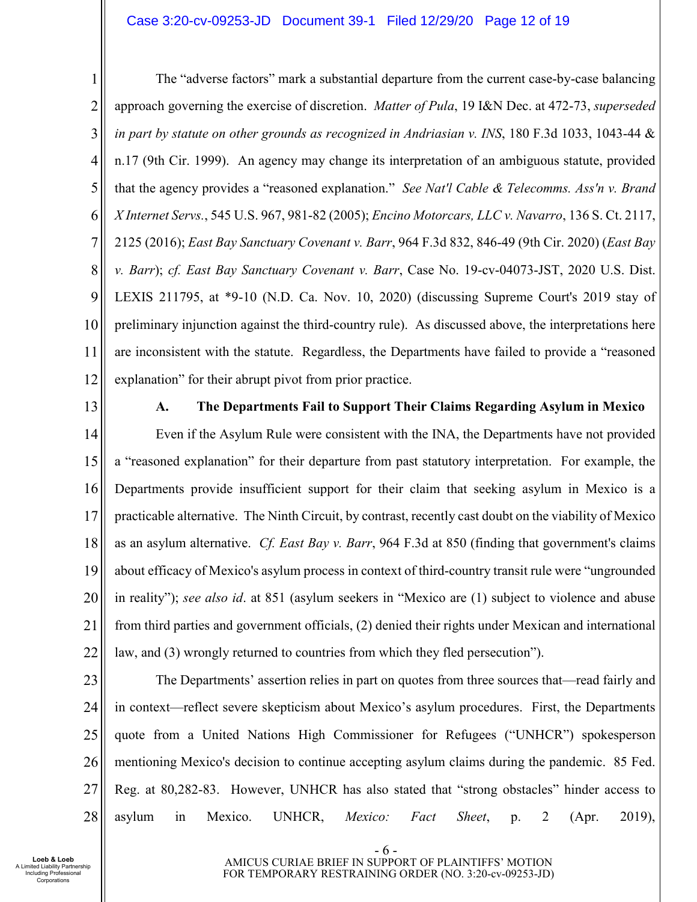The "adverse factors" mark a substantial departure from the current case-by-case balancing approach governing the exercise of discretion. *Matter of Pula*, 19 I&N Dec. at 472-73, *superseded in part by statute on other grounds as recognized in Andriasian v. INS*, 180 F.3d 1033, 1043-44 & n.17 (9th Cir. 1999). An agency may change its interpretation of an ambiguous statute, provided that the agency provides a "reasoned explanation." *See Nat'l Cable & Telecomms. Ass'n v. Brand X Internet Servs.*, 545 U.S. 967, 981-82 (2005); *Encino Motorcars, LLC v. Navarro*, 136 S. Ct. 2117, 2125 (2016); *East Bay Sanctuary Covenant v. Barr*, 964 F.3d 832, 846-49 (9th Cir. 2020) (*East Bay v. Barr*); *cf. East Bay Sanctuary Covenant v. Barr*, Case No. 19-cv-04073-JST, 2020 U.S. Dist. LEXIS 211795, at *9-10 (N.D. Ca. Nov. 10, 2020) (discussing Supreme Court's 2019 stay of preliminary injunction against the third-country rule). As discussed above, the interpretations here are inconsistent with the statute. Regardless, the Departments have failed to provide a "reasoned explanation" for their abrupt pivot from prior practice.

### A. The Departments Fail to Support Their Claims Regarding Asylum in Mexico

Even if the Asylum Rule were consistent with the INA, the Departments have not provided a "reasoned explanation" for their departure from past statutory interpretation. For example, the Departments provide insufficient support for their claim that seeking asylum in Mexico is a practicable alternative. The Ninth Circuit, by contrast, recently cast doubt on the viability of Mexico as an asylum alternative. *Cf. East Bay v. Barr*, 964 F.3d at 850 (finding that government's claims about efficacy of Mexico's asylum process in context of third-country transit rule were "ungrounded in reality"); *see also id*. at 851 (asylum seekers in "Mexico are (1) subject to violence and abuse from third parties and government officials, (2) denied their rights under Mexican and international law, and (3) wrongly returned to countries from which they fled persecution").

The Departments' assertion relies in part on quotes from three sources that—read fairly and in context—reflect severe skepticism about Mexico's asylum procedures. First, the Departments quote from a United Nations High Commissioner for Refugees ("UNHCR") spokesperson mentioning Mexico's decision to continue accepting asylum claims during the pandemic. 85 Fed. Reg. at 80,282-83. However, UNHCR has also stated that "strong obstacles" hinder access to asylum in Mexico. UNHCR, *Mexico: Fact Sheet*, p. 2 (Apr. 2019),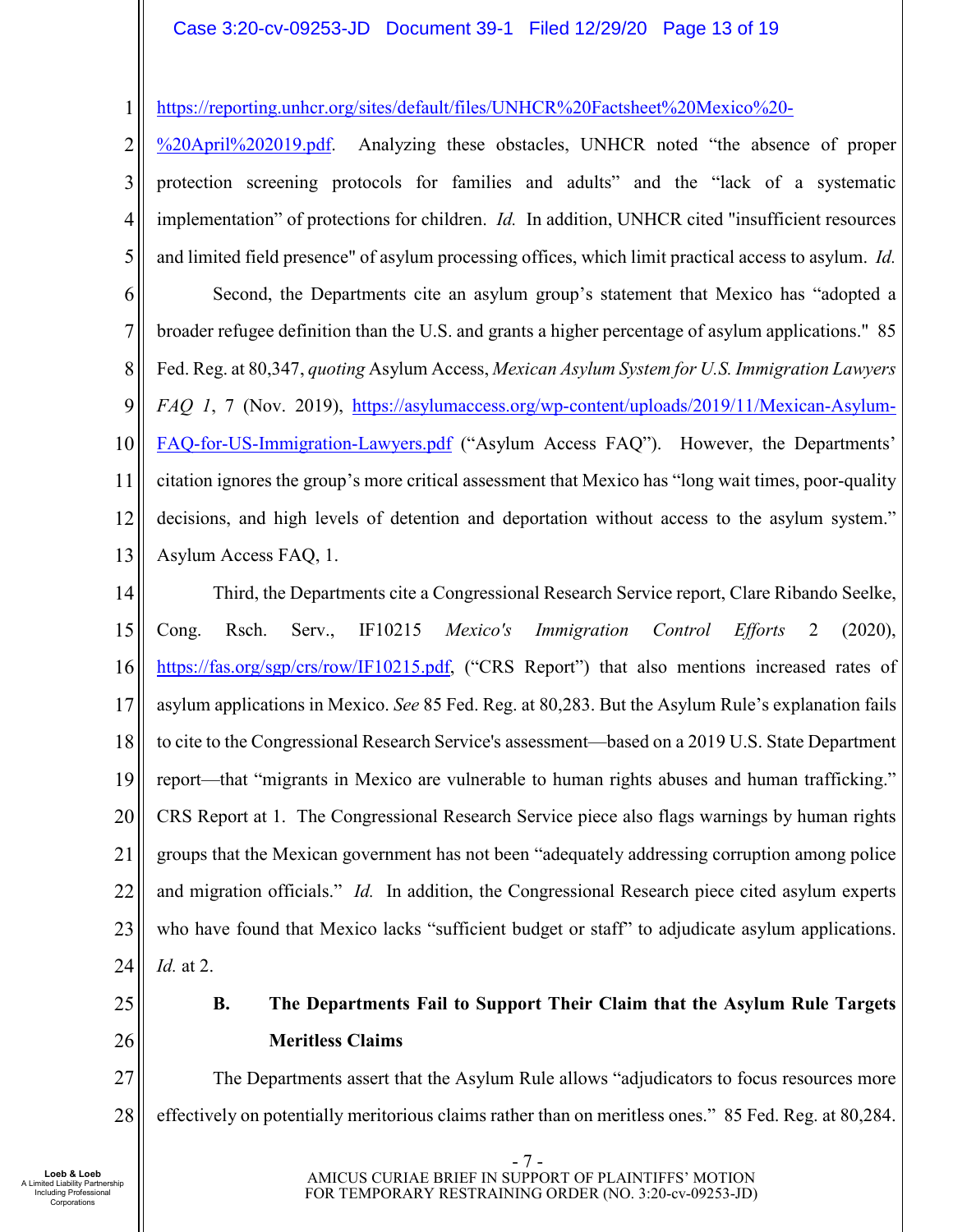https://reporting.unhcr.org/sites/default/files/UNHCR%20Factsheet%20Mexico%20-%20April%202019.pdf. Analyzing these obstacles, UNHCR noted "the absence of proper protection screening protocols for families and adults" and the "lack of a systematic implementation" of protections for children. *Id.* In addition, UNHCR cited "insufficient resources and limited field presence" of asylum processing offices, which limit practical access to asylum. *Id.*

Second, the Departments cite an asylum group's statement that Mexico has "adopted a broader refugee definition than the U.S. and grants a higher percentage of asylum applications." 85 Fed. Reg. at 80,347, *quoting* Asylum Access, *Mexican Asylum System for U.S. Immigration Lawyers FAQ 1*, 7 (Nov. 2019), https://asylumaccess.org/wp-content/uploads/2019/11/Mexican-Asylum-FAQ-for-US-Immigration-Lawyers.pdf ("Asylum Access FAQ"). However, the Departments' citation ignores the group's more critical assessment that Mexico has "long wait times, poor-quality decisions, and high levels of detention and deportation without access to the asylum system." Asylum Access FAQ, 1.

Third, the Departments cite a Congressional Research Service report, Clare Ribando Seelke, Cong. Rsch. Serv., IF10215 *Mexico's Immigration Control Efforts* 2 (2020), https://fas.org/sgp/crs/row/IF10215.pdf, ("CRS Report") that also mentions increased rates of asylum applications in Mexico. *See* 85 Fed. Reg. at 80,283. But the Asylum Rule's explanation fails to cite to the Congressional Research Service's assessment—based on a 2019 U.S. State Department report—that "migrants in Mexico are vulnerable to human rights abuses and human trafficking." CRS Report at 1. The Congressional Research Service piece also flags warnings by human rights groups that the Mexican government has not been "adequately addressing corruption among police and migration officials." *Id.* In addition, the Congressional Research piece cited asylum experts who have found that Mexico lacks "sufficient budget or staff" to adjudicate asylum applications. *Id.* at 2.

### B. The Departments Fail to Support Their Claim that the Asylum Rule Targets Meritless Claims

The Departments assert that the Asylum Rule allows "adjudicators to focus resources more effectively on potentially meritorious claims rather than on meritless ones." 85 Fed. Reg. at 80,284.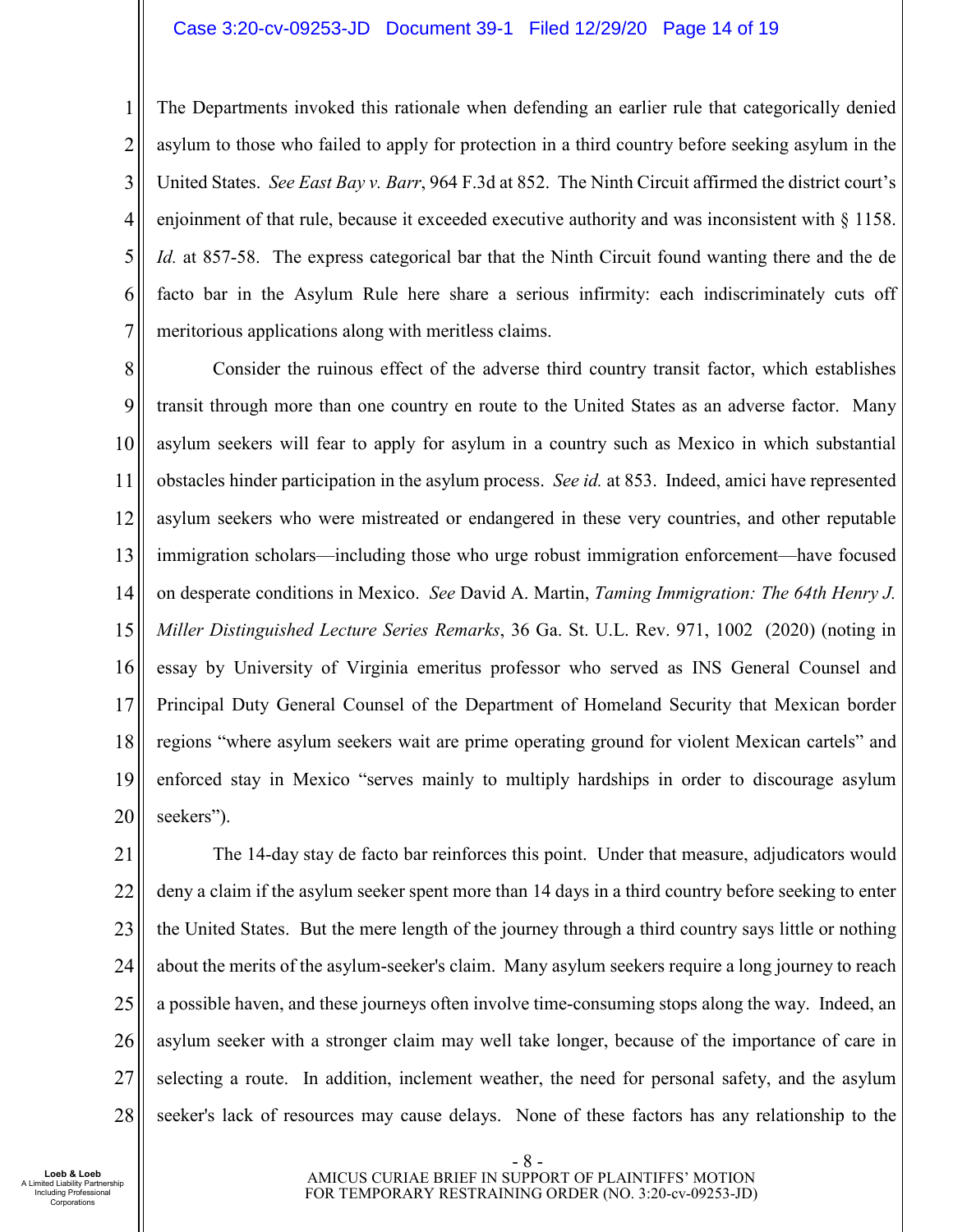The Departments invoked this rationale when defending an earlier rule that categorically denied asylum to those who failed to apply for protection in a third country before seeking asylum in the United States. *See East Bay v. Barr*, 964 F.3d at 852. The Ninth Circuit affirmed the district court's enjoinment of that rule, because it exceeded executive authority and was inconsistent with § 1158. *Id.* at 857-58. The express categorical bar that the Ninth Circuit found wanting there and the de facto bar in the Asylum Rule here share a serious infirmity: each indiscriminately cuts off meritorious applications along with meritless claims.

Consider the ruinous effect of the adverse third country transit factor, which establishes transit through more than one country en route to the United States as an adverse factor. Many asylum seekers will fear to apply for asylum in a country such as Mexico in which substantial obstacles hinder participation in the asylum process. *See id.* at 853. Indeed, amici have represented asylum seekers who were mistreated or endangered in these very countries, and other reputable immigration scholars—including those who urge robust immigration enforcement—have focused on desperate conditions in Mexico. *See* David A. Martin, *Taming Immigration: The 64th Henry J. Miller Distinguished Lecture Series Remarks*, 36 Ga. St. U.L. Rev. 971, 1002 (2020) (noting in essay by University of Virginia emeritus professor who served as INS General Counsel and Principal Duty General Counsel of the Department of Homeland Security that Mexican border regions "where asylum seekers wait are prime operating ground for violent Mexican cartels" and enforced stay in Mexico "serves mainly to multiply hardships in order to discourage asylum seekers").

The 14-day stay de facto bar reinforces this point. Under that measure, adjudicators would deny a claim if the asylum seeker spent more than 14 days in a third country before seeking to enter the United States. But the mere length of the journey through a third country says little or nothing about the merits of the asylum-seeker's claim. Many asylum seekers require a long journey to reach a possible haven, and these journeys often involve time-consuming stops along the way. Indeed, an asylum seeker with a stronger claim may well take longer, because of the importance of care in selecting a route. In addition, inclement weather, the need for personal safety, and the asylum seeker's lack of resources may cause delays. None of these factors has any relationship to the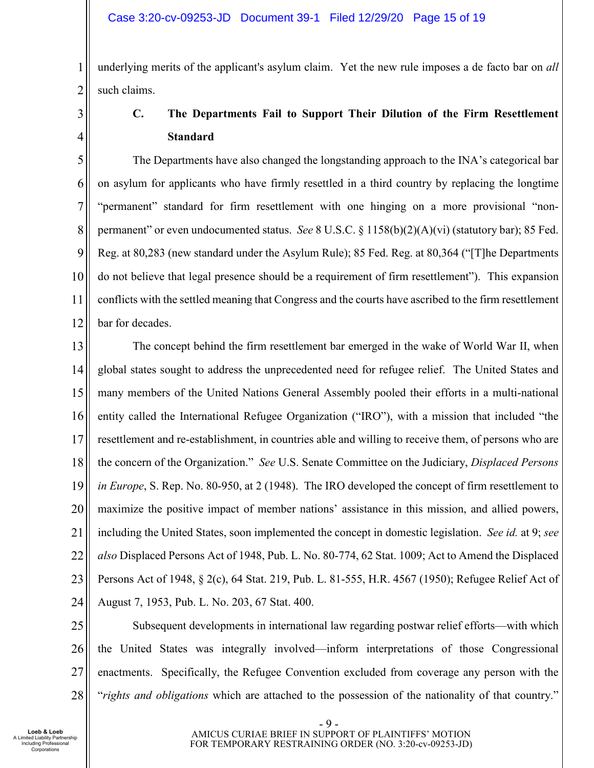underlying merits of the applicant's asylum claim. Yet the new rule imposes a de facto bar on *all* such claims.

### C. The Departments Fail to Support Their Dilution of the Firm Resettlement Standard

The Departments have also changed the longstanding approach to the INA's categorical bar on asylum for applicants who have firmly resettled in a third country by replacing the longtime "permanent" standard for firm resettlement with one hinging on a more provisional "non-permanent" or even undocumented status. *See* 8 U.S.C. § 1158(b)(2)(A)(vi) (statutory bar); 85 Fed. Reg. at 80,283 (new standard under the Asylum Rule); 85 Fed. Reg. at 80,364 ("[T]he Departments do not believe that legal presence should be a requirement of firm resettlement"). This expansion conflicts with the settled meaning that Congress and the courts have ascribed to the firm resettlement bar for decades.

The concept behind the firm resettlement bar emerged in the wake of World War II, when global states sought to address the unprecedented need for refugee relief. The United States and many members of the United Nations General Assembly pooled their efforts in a multi-national entity called the International Refugee Organization ("IRO"), with a mission that included "the resettlement and re-establishment, in countries able and willing to receive them, of persons who are the concern of the Organization." *See* U.S. Senate Committee on the Judiciary, *Displaced Persons in Europe*, S. Rep. No. 80-950, at 2 (1948). The IRO developed the concept of firm resettlement to maximize the positive impact of member nations' assistance in this mission, and allied powers, including the United States, soon implemented the concept in domestic legislation. *See id.* at 9; *see also* Displaced Persons Act of 1948, Pub. L. No. 80-774, 62 Stat. 1009; Act to Amend the Displaced Persons Act of 1948, § 2(c), 64 Stat. 219, Pub. L. 81-555, H.R. 4567 (1950); Refugee Relief Act of August 7, 1953, Pub. L. No. 203, 67 Stat. 400.

Subsequent developments in international law regarding postwar relief efforts—with which the United States was integrally involved—inform interpretations of those Congressional enactments. Specifically, the Refugee Convention excluded from coverage any person with the "*rights and obligations* which are attached to the possession of the nationality of that country."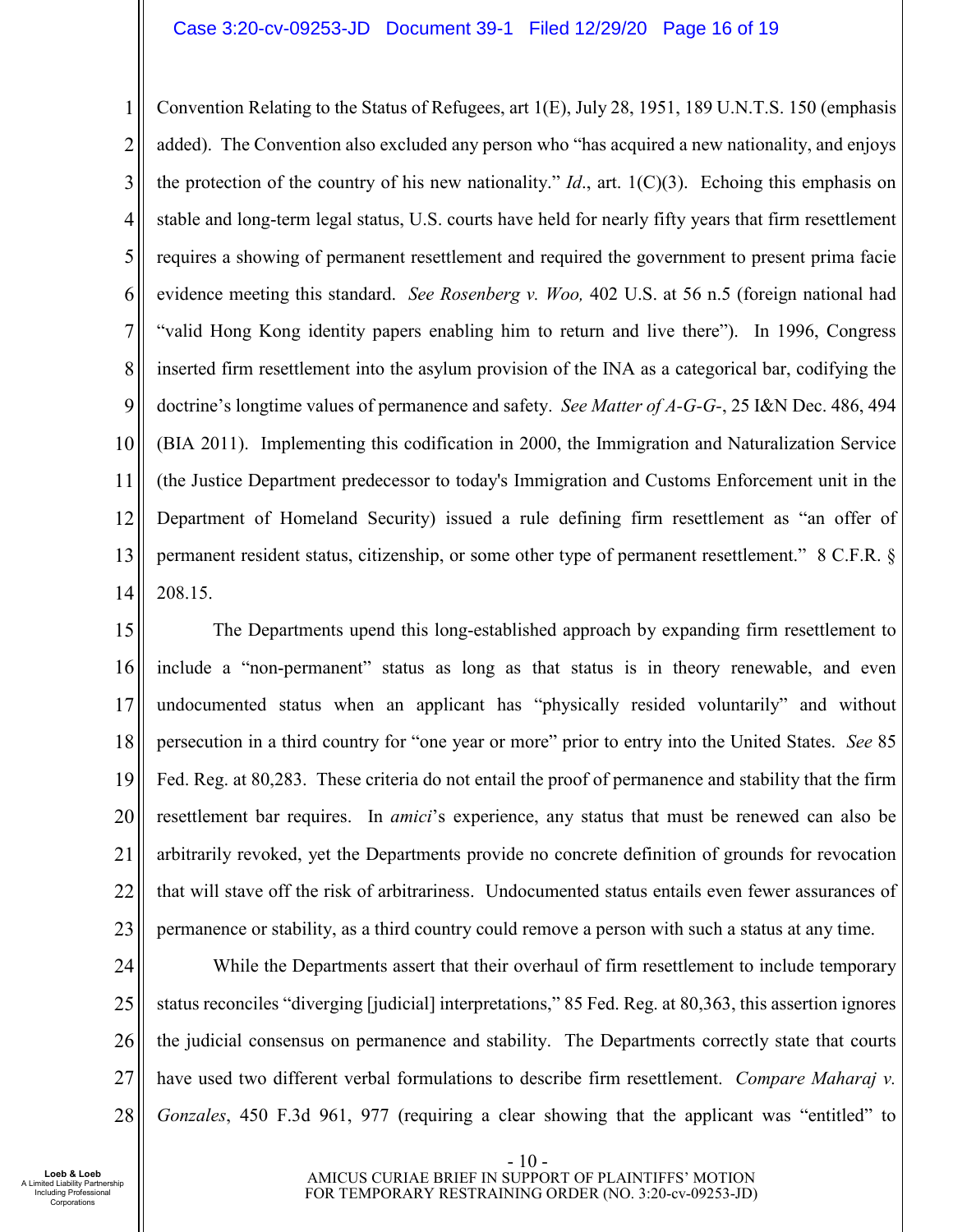Convention Relating to the Status of Refugees, art 1(E), July 28, 1951, 189 U.N.T.S. 150 (emphasis added). The Convention also excluded any person who "has acquired a new nationality, and enjoys the protection of the country of his new nationality." *Id*., art. 1(C)(3). Echoing this emphasis on stable and long-term legal status, U.S. courts have held for nearly fifty years that firm resettlement requires a showing of permanent resettlement and required the government to present prima facie evidence meeting this standard. *See Rosenberg v. Woo,* 402 U.S. at 56 n.5 (foreign national had "valid Hong Kong identity papers enabling him to return and live there"). In 1996, Congress inserted firm resettlement into the asylum provision of the INA as a categorical bar, codifying the doctrine's longtime values of permanence and safety. *See Matter of A-G-G-*, 25 I&N Dec. 486, 494 (BIA 2011). Implementing this codification in 2000, the Immigration and Naturalization Service (the Justice Department predecessor to today's Immigration and Customs Enforcement unit in the Department of Homeland Security) issued a rule defining firm resettlement as "an offer of permanent resident status, citizenship, or some other type of permanent resettlement." 8 C.F.R. § 208.15.

The Departments upend this long-established approach by expanding firm resettlement to include a "non-permanent" status as long as that status is in theory renewable, and even undocumented status when an applicant has "physically resided voluntarily" and without persecution in a third country for "one year or more" prior to entry into the United States. *See* 85 Fed. Reg. at 80,283. These criteria do not entail the proof of permanence and stability that the firm resettlement bar requires. In *amici*'s experience, any status that must be renewed can also be arbitrarily revoked, yet the Departments provide no concrete definition of grounds for revocation that will stave off the risk of arbitrariness. Undocumented status entails even fewer assurances of permanence or stability, as a third country could remove a person with such a status at any time.

While the Departments assert that their overhaul of firm resettlement to include temporary status reconciles "diverging [judicial] interpretations," 85 Fed. Reg. at 80,363, this assertion ignores the judicial consensus on permanence and stability. The Departments correctly state that courts have used two different verbal formulations to describe firm resettlement. *Compare Maharaj v. Gonzales*, 450 F.3d 961, 977 (requiring a clear showing that the applicant was "entitled" to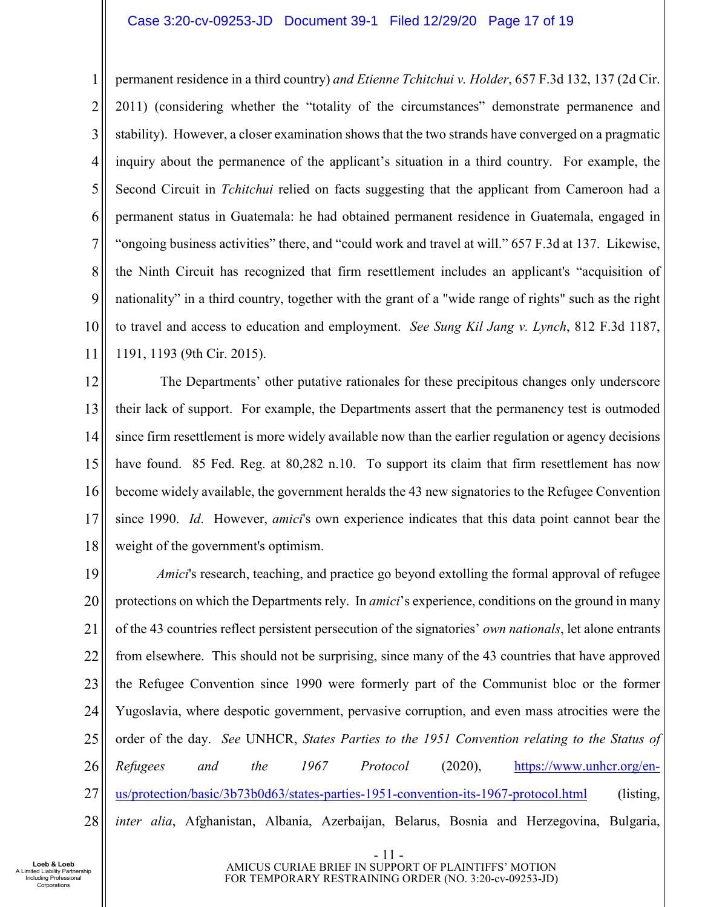permanent residence in a third country) *and Etienne Tchitchui v. Holder*, 657 F.3d 132, 137 (2d Cir. 2011) (considering whether the "totality of the circumstances" demonstrate permanence and stability). However, a closer examination shows that the two strands have converged on a pragmatic inquiry about the permanence of the applicant's situation in a third country. For example, the Second Circuit in *Tchitchui* relied on facts suggesting that the applicant from Cameroon had a permanent status in Guatemala: he had obtained permanent residence in Guatemala, engaged in "ongoing business activities" there, and "could work and travel at will." 657 F.3d at 137. Likewise, the Ninth Circuit has recognized that firm resettlement includes an applicant's "acquisition of nationality" in a third country, together with the grant of a "wide range of rights" such as the right to travel and access to education and employment. *See Sung Kil Jang v. Lynch*, 812 F.3d 1187, 1191, 1193 (9th Cir. 2015).

The Departments' other putative rationales for these precipitous changes only underscore their lack of support. For example, the Departments assert that the permanency test is outmoded since firm resettlement is more widely available now than the earlier regulation or agency decisions have found. 85 Fed. Reg. at 80,282 n.10. To support its claim that firm resettlement has now become widely available, the government heralds the 43 new signatories to the Refugee Convention since 1990. *Id*. However, *amici*'s own experience indicates that this data point cannot bear the weight of the government's optimism.

*Amici*'s research, teaching, and practice go beyond extolling the formal approval of refugee protections on which the Departments rely. In *amici*'s experience, conditions on the ground in many of the 43 countries reflect persistent persecution of the signatories' *own nationals*, let alone entrants from elsewhere. This should not be surprising, since many of the 43 countries that have approved the Refugee Convention since 1990 were formerly part of the Communist bloc or the former Yugoslavia, where despotic government, pervasive corruption, and even mass atrocities were the order of the day. *See* UNHCR, *States Parties to the 1951 Convention relating to the Status of Refugees and the 1967 Protocol* (2020), https://www.unhcr.org/en-us/protection/basic/3b73b0d63/states-parties-1951-convention-its-1967-protocol.html (listing, *inter alia*, Afghanistan, Albania, Azerbaijan, Belarus, Bosnia and Herzegovina, Bulgaria,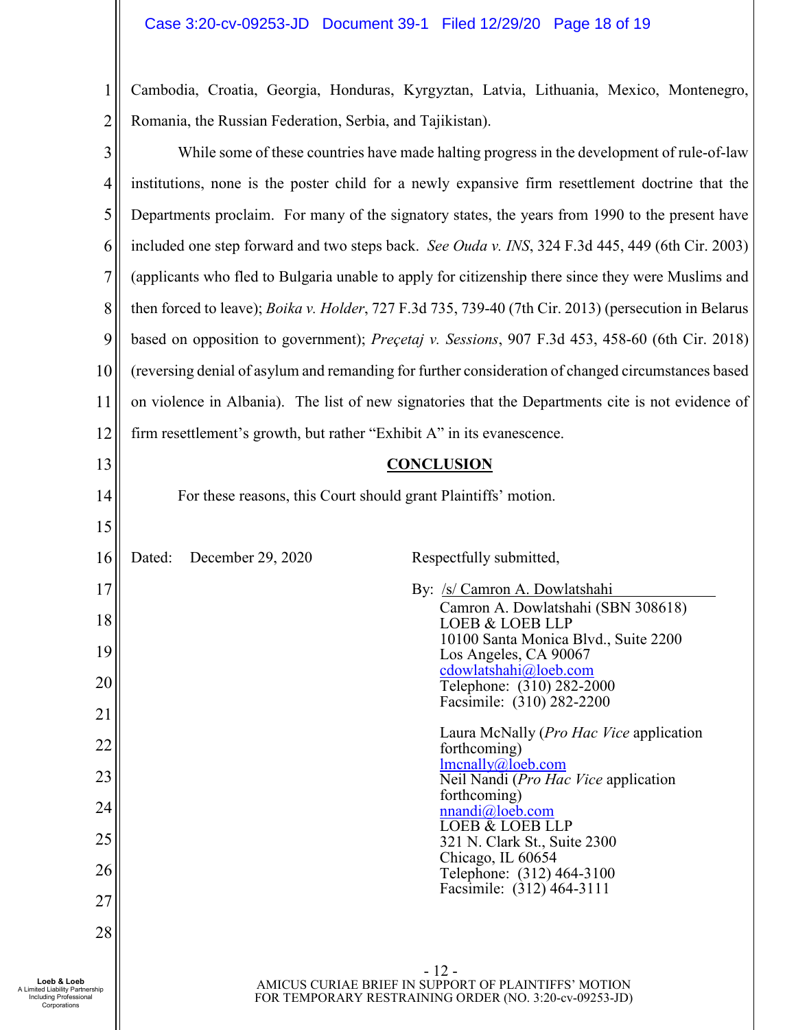Cambodia, Croatia, Georgia, Honduras, Kyrgyztan, Latvia, Lithuania, Mexico, Montenegro, Romania, the Russian Federation, Serbia, and Tajikistan).

While some of these countries have made halting progress in the development of rule-of-law institutions, none is the poster child for a newly expansive firm resettlement doctrine that the Departments proclaim. For many of the signatory states, the years from 1990 to the present have included one step forward and two steps back. *See Ouda v. INS*, 324 F.3d 445, 449 (6th Cir. 2003) (applicants who fled to Bulgaria unable to apply for citizenship there since they were Muslims and then forced to leave); *Boika v. Holder*, 727 F.3d 735, 739-40 (7th Cir. 2013) (persecution in Belarus based on opposition to government); *Preçetaj v. Sessions*, 907 F.3d 453, 458-60 (6th Cir. 2018) (reversing denial of asylum and remanding for further consideration of changed circumstances based on violence in Albania). The list of new signatories that the Departments cite is not evidence of firm resettlement's growth, but rather "Exhibit A" in its evanescence.

## CONCLUSION

For these reasons, this Court should grant Plaintiffs' motion.

Dated: December 29, 2020

Respectfully submitted,

By: /s/ Camron A. Dowlatshahi

Camron A. Dowlatshahi (SBN 308618)
LOEB & LOEB LLP
10100 Santa Monica Blvd., Suite 2200
Los Angeles, CA 90067
cdowlatshahi@loeb.com
Telephone: (310) 282-2000
Facsimile: (310) 282-2200

Laura McNally (*Pro Hac Vice* application forthcoming)
lmcnally@loeb.com
Neil Nandi (*Pro Hac Vice* application forthcoming)
nnandi@loeb.com
LOEB & LOEB LLP
321 N. Clark St., Suite 2300
Chicago, IL 60654
Telephone: (312) 464-3100
Facsimile: (312) 464-3111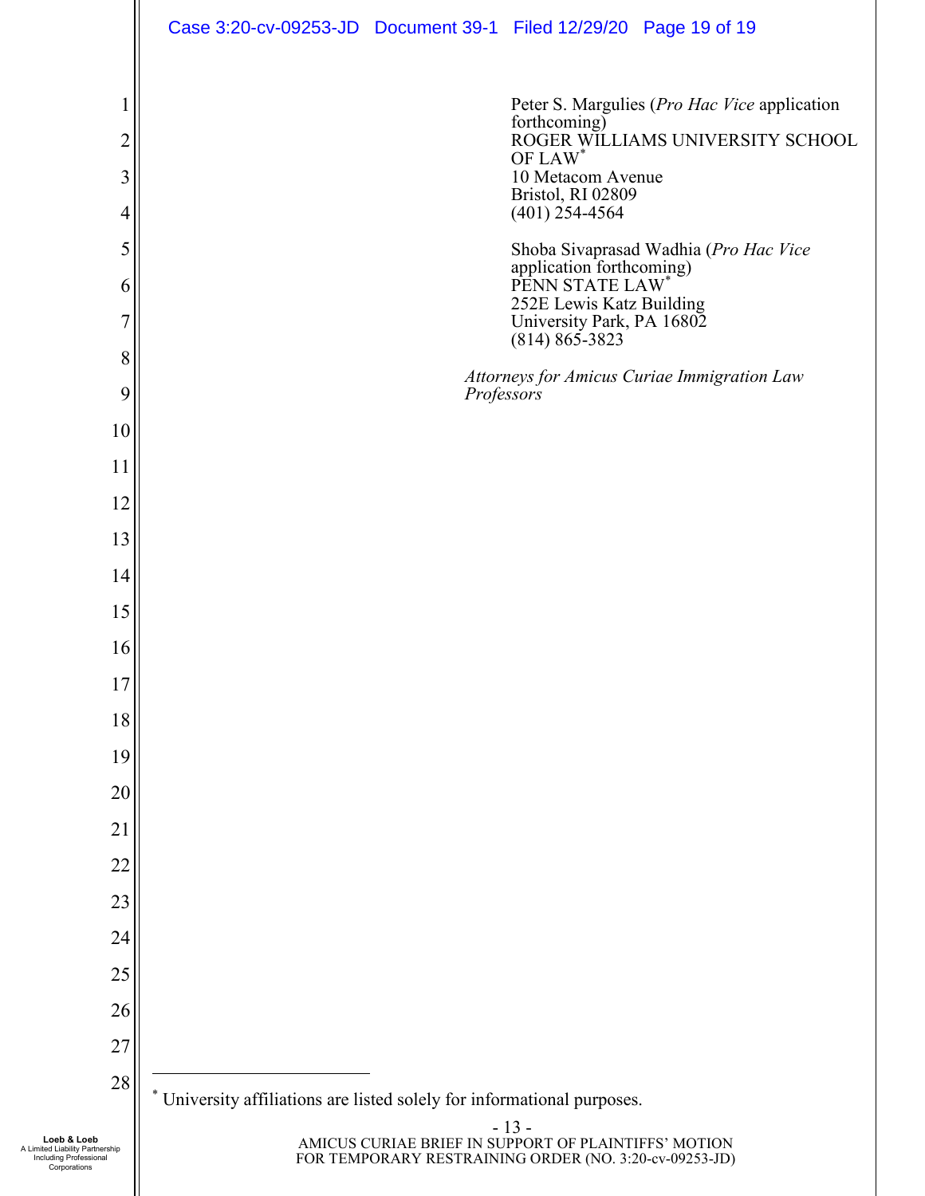Peter S. Margulies (*Pro Hac Vice* application forthcoming)
ROGER WILLIAMS UNIVERSITY SCHOOL OF LAW*
10 Metacom Avenue
Bristol, RI 02809
(401) 254-4564

Shoba Sivaprasad Wadhia (*Pro Hac Vice* application forthcoming)
PENN STATE LAW*
252E Lewis Katz Building
University Park, PA 16802
(814) 865-3823

*Attorneys for Amicus Curiae Immigration Law Professors*

---

* University affiliations are listed solely for informational purposes.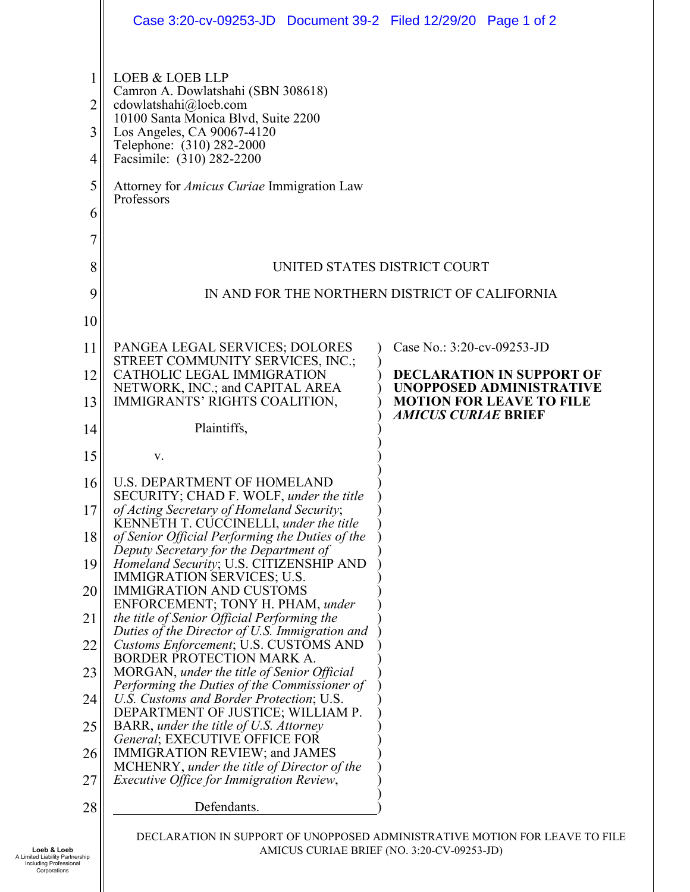LOEB & LOEB LLP
Camron A. Dowlatshahi (SBN 308618)
cdowlatshahi@loeb.com
10100 Santa Monica Blvd, Suite 2200
Los Angeles, CA 90067-4120
Telephone: (310) 282-2000
Facsimile: (310) 282-2200

Attorney for *Amicus Curiae* Immigration Law Professors

UNITED STATES DISTRICT COURT

IN AND FOR THE NORTHERN DISTRICT OF CALIFORNIA

| | |
|---|---|
| PANGEA LEGAL SERVICES; DOLORES STREET COMMUNITY SERVICES, INC.; CATHOLIC LEGAL IMMIGRATION NETWORK, INC.; and CAPITAL AREA IMMIGRANTS' RIGHTS COALITION,<br><br>Plaintiffs,<br><br>v.<br><br>U.S. DEPARTMENT OF HOMELAND SECURITY; CHAD F. WOLF, *under the title of Acting Secretary of Homeland Security*; KENNETH T. CUCCINELLI, *under the title of Senior Official Performing the Duties of the Deputy Secretary for the Department of Homeland Security*; U.S. CITIZENSHIP AND IMMIGRATION SERVICES; U.S. IMMIGRATION AND CUSTOMS ENFORCEMENT; TONY H. PHAM, *under the title of Senior Official Performing the Duties of the Director of U.S. Immigration and Customs Enforcement*; U.S. CUSTOMS AND BORDER PROTECTION MARK A. MORGAN, *under the title of Senior Official Performing the Duties of the Commissioner of U.S. Customs and Border Protection*; U.S. DEPARTMENT OF JUSTICE; WILLIAM P. BARR, *under the title of U.S. Attorney General*; EXECUTIVE OFFICE FOR IMMIGRATION REVIEW; and JAMES MCHENRY, *under the title of Director of the Executive Office for Immigration Review*,<br><br>Defendants. | Case No.: 3:20-cv-09253-JD<br><br>**DECLARATION IN SUPPORT OF UNOPPOSED ADMINISTRATIVE MOTION FOR LEAVE TO FILE *AMICUS CURIAE* BRIEF** |

DECLARATION IN SUPPORT OF UNOPPOSED ADMINISTRATIVE MOTION FOR LEAVE TO FILE AMICUS CURIAE BRIEF (NO. 3:20-CV-09253-JD)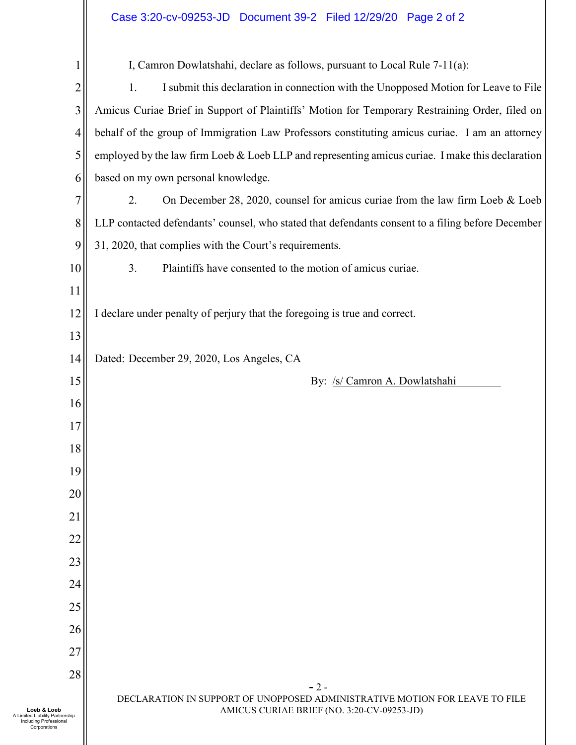I, Camron Dowlatshahi, declare as follows, pursuant to Local Rule 7-11(a):

1. I submit this declaration in connection with the Unopposed Motion for Leave to File Amicus Curiae Brief in Support of Plaintiffs' Motion for Temporary Restraining Order, filed on behalf of the group of Immigration Law Professors constituting amicus curiae. I am an attorney employed by the law firm Loeb & Loeb LLP and representing amicus curiae. I make this declaration based on my own personal knowledge.

2. On December 28, 2020, counsel for amicus curiae from the law firm Loeb & Loeb LLP contacted defendants' counsel, who stated that defendants consent to a filing before December 31, 2020, that complies with the Court's requirements.

3. Plaintiffs have consented to the motion of amicus curiae.

I declare under penalty of perjury that the foregoing is true and correct.

Dated: December 29, 2020, Los Angeles, CA

By: /s/ Camron A. Dowlatshahi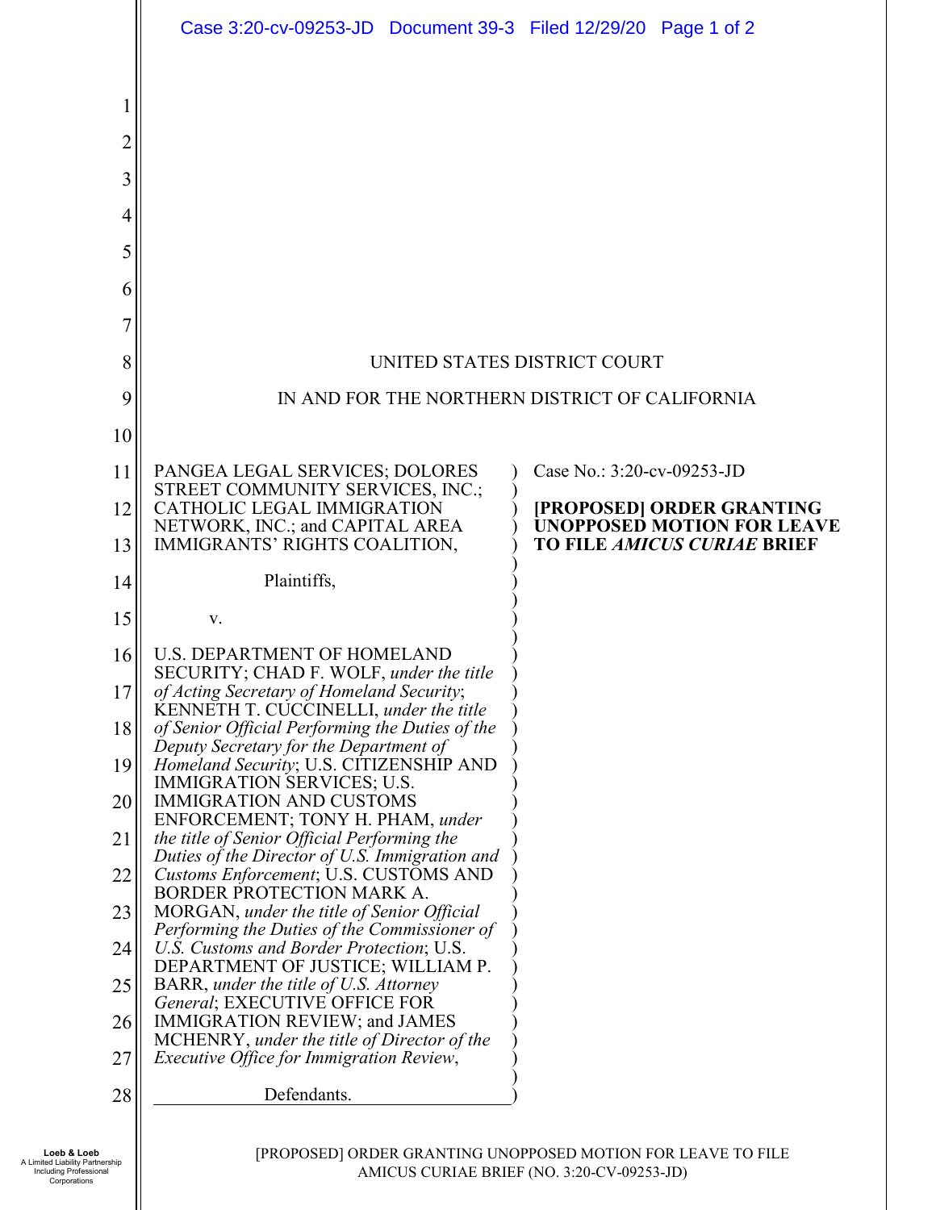UNITED STATES DISTRICT COURT

IN AND FOR THE NORTHERN DISTRICT OF CALIFORNIA

PANGEA LEGAL SERVICES; DOLORES STREET COMMUNITY SERVICES, INC.; CATHOLIC LEGAL IMMIGRATION NETWORK, INC.; and CAPITAL AREA IMMIGRANTS' RIGHTS COALITION,

Plaintiffs,

v.

U.S. DEPARTMENT OF HOMELAND SECURITY; CHAD F. WOLF, *under the title of Acting Secretary of Homeland Security*; KENNETH T. CUCCINELLI, *under the title of Senior Official Performing the Duties of the Deputy Secretary for the Department of Homeland Security*; U.S. CITIZENSHIP AND IMMIGRATION SERVICES; U.S. IMMIGRATION AND CUSTOMS ENFORCEMENT; TONY H. PHAM, *under the title of Senior Official Performing the Duties of the Director of U.S. Immigration and Customs Enforcement*; U.S. CUSTOMS AND BORDER PROTECTION MARK A. MORGAN, *under the title of Senior Official Performing the Duties of the Commissioner of U.S. Customs and Border Protection*; U.S. DEPARTMENT OF JUSTICE; WILLIAM P. BARR, *under the title of U.S. Attorney General*; EXECUTIVE OFFICE FOR IMMIGRATION REVIEW; and JAMES MCHENRY, *under the title of Director of the Executive Office for Immigration Review*,

Defendants.

Case No.: 3:20-cv-09253-JD

**[PROPOSED] ORDER GRANTING UNOPPOSED MOTION FOR LEAVE TO FILE *AMICUS CURIAE* BRIEF**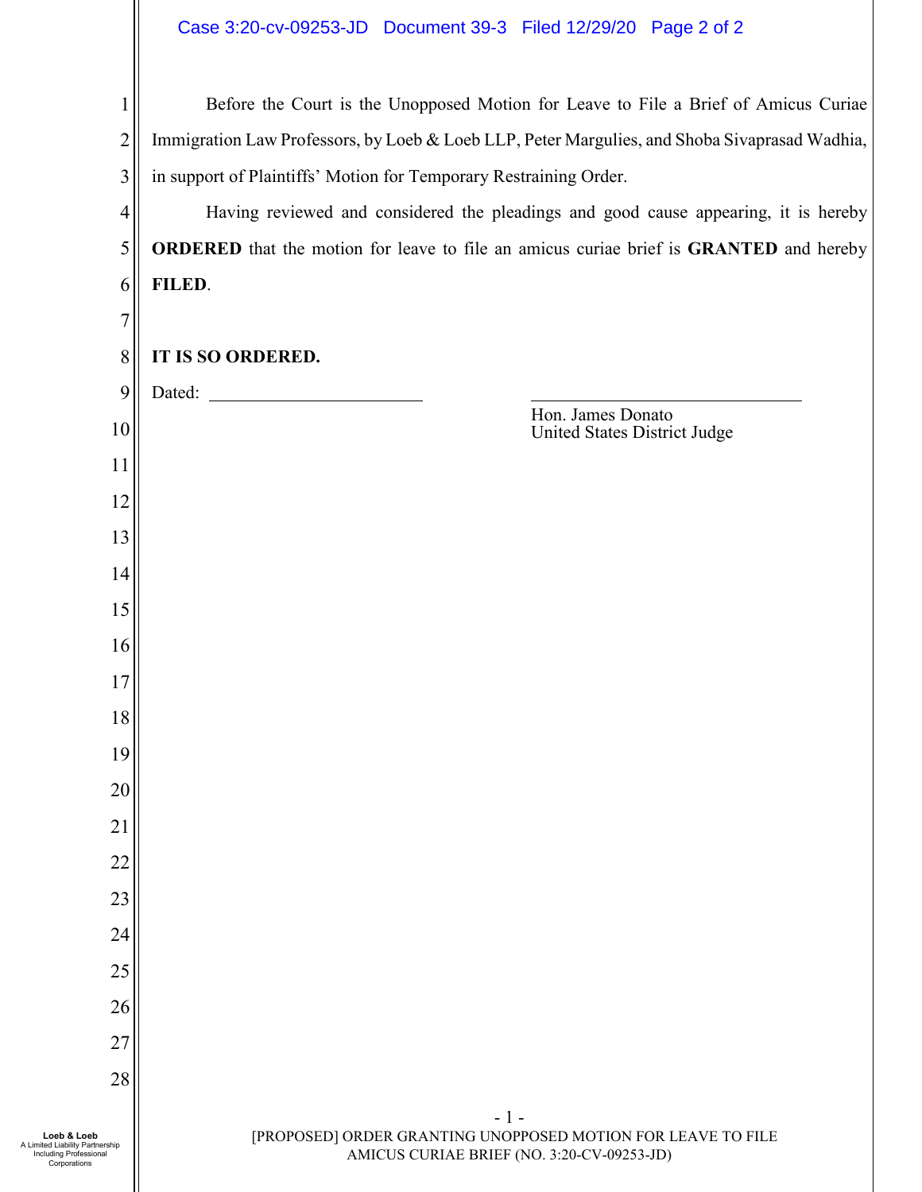Before the Court is the Unopposed Motion for Leave to File a Brief of Amicus Curiae Immigration Law Professors, by Loeb & Loeb LLP, Peter Margulies, and Shoba Sivaprasad Wadhia, in support of Plaintiffs' Motion for Temporary Restraining Order.

Having reviewed and considered the pleadings and good cause appearing, it is hereby **ORDERED** that the motion for leave to file an amicus curiae brief is **GRANTED** and hereby **FILED**.

**IT IS SO ORDERED.**

Dated: ______________________

______________________________
Hon. James Donato
United States District Judge